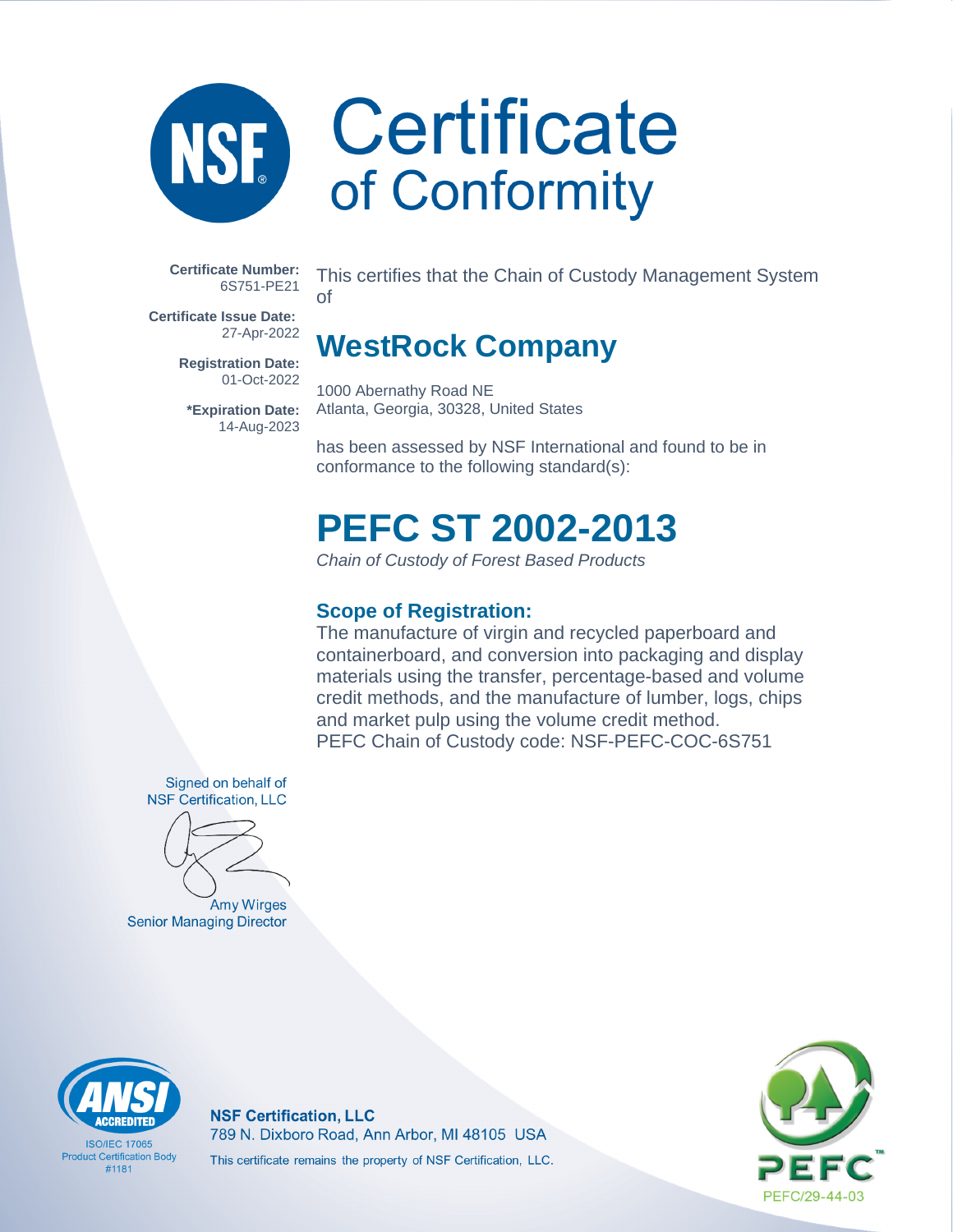# Certificate of Conformity

**Certificate Number:** 6S751-PE21

**Certificate Issue Date:** 27-Apr-2022

**Registration Date:** 01-Oct-2022

***Expiration Date:** 14-Aug-2023

This certifies that the Chain of Custody Management System of

## WestRock Company

1000 Abernathy Road NE
Atlanta, Georgia, 30328, United States

has been assessed by NSF International and found to be in conformance to the following standard(s):

# PEFC ST 2002-2013

*Chain of Custody of Forest Based Products*

### Scope of Registration:

The manufacture of virgin and recycled paperboard and containerboard, and conversion into packaging and display materials using the transfer, percentage-based and volume credit methods, and the manufacture of lumber, logs, chips and market pulp using the volume credit method.
PEFC Chain of Custody code: NSF-PEFC-COC-6S751

Signed on behalf of
NSF Certification, LLC

Amy Wirges
Senior Managing Director

ANSI ACCREDITED
ISO/IEC 17065
Product Certification Body
#1181

**NSF Certification, LLC**
789 N. Dixboro Road, Ann Arbor, MI 48105 USA
This certificate remains the property of NSF Certification, LLC.

PEFC
PEFC/29-44-03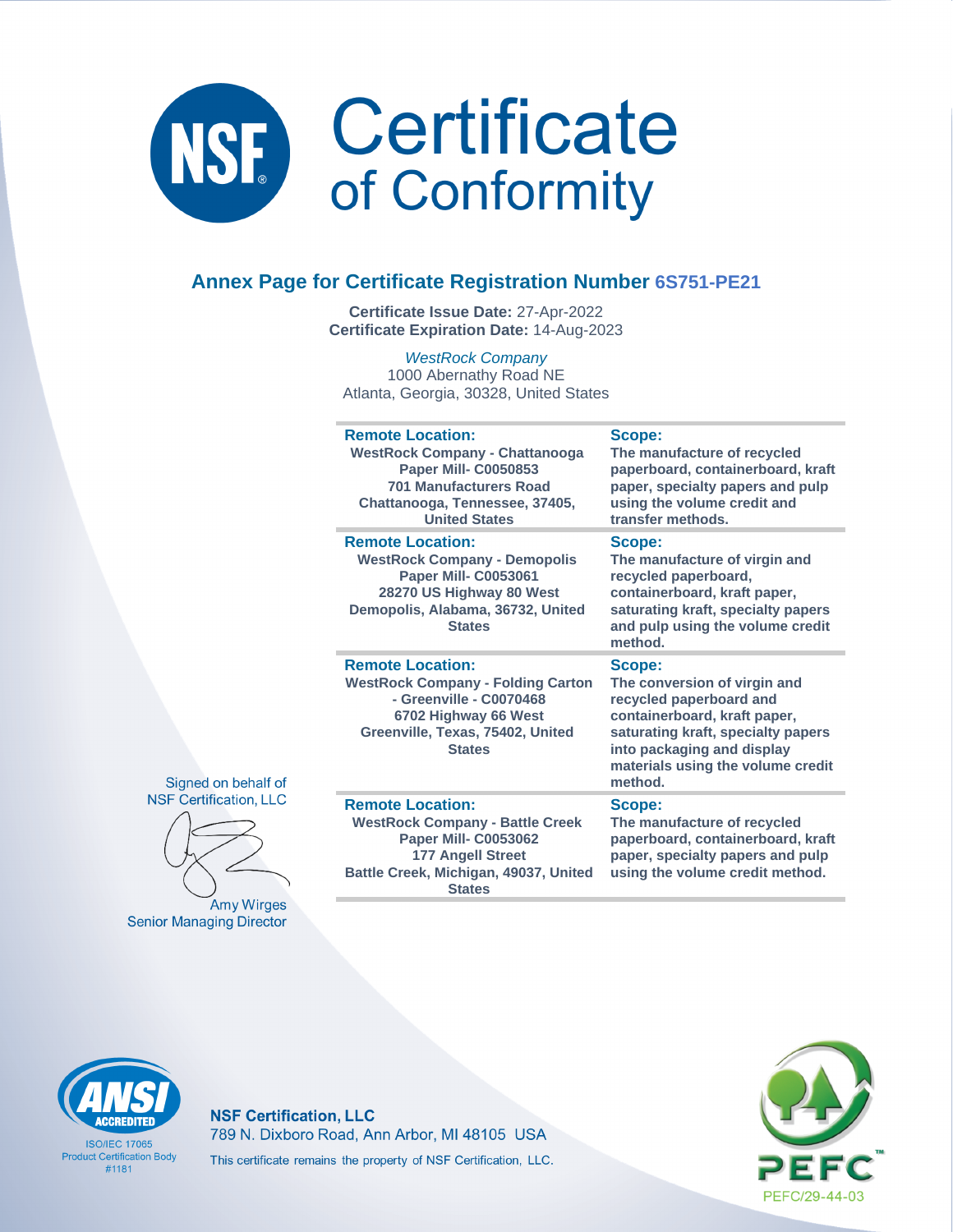# Certificate of Conformity

## Annex Page for Certificate Registration Number 6S751-PE21

**Certificate Issue Date:** 27-Apr-2022
**Certificate Expiration Date:** 14-Aug-2023

*WestRock Company*
1000 Abernathy Road NE
Atlanta, Georgia, 30328, United States

| Remote Location: | Scope: |
| --- | --- |
| WestRock Company - Chattanooga Paper Mill- C0050853 701 Manufacturers Road Chattanooga, Tennessee, 37405, United States | The manufacture of recycled paperboard, containerboard, kraft paper, specialty papers and pulp using the volume credit and transfer methods. |
| **Remote Location:** WestRock Company - Demopolis Paper Mill- C0053061 28270 US Highway 80 West Demopolis, Alabama, 36732, United States | **Scope:** The manufacture of virgin and recycled paperboard, containerboard, kraft paper, saturating kraft, specialty papers and pulp using the volume credit method. |
| **Remote Location:** WestRock Company - Folding Carton - Greenville - C0070468 6702 Highway 66 West Greenville, Texas, 75402, United States | **Scope:** The conversion of virgin and recycled paperboard and containerboard, kraft paper, saturating kraft, specialty papers into packaging and display materials using the volume credit method. |
| **Remote Location:** WestRock Company - Battle Creek Paper Mill- C0053062 177 Angell Street Battle Creek, Michigan, 49037, United States | **Scope:** The manufacture of recycled paperboard, containerboard, kraft paper, specialty papers and pulp using the volume credit method. |

Signed on behalf of
NSF Certification, LLC

Amy Wirges
Senior Managing Director

ANSI ACCREDITED
ISO/IEC 17065
Product Certification Body
#1181

**NSF Certification, LLC**
789 N. Dixboro Road, Ann Arbor, MI 48105 USA
This certificate remains the property of NSF Certification, LLC.

PEFC/29-44-03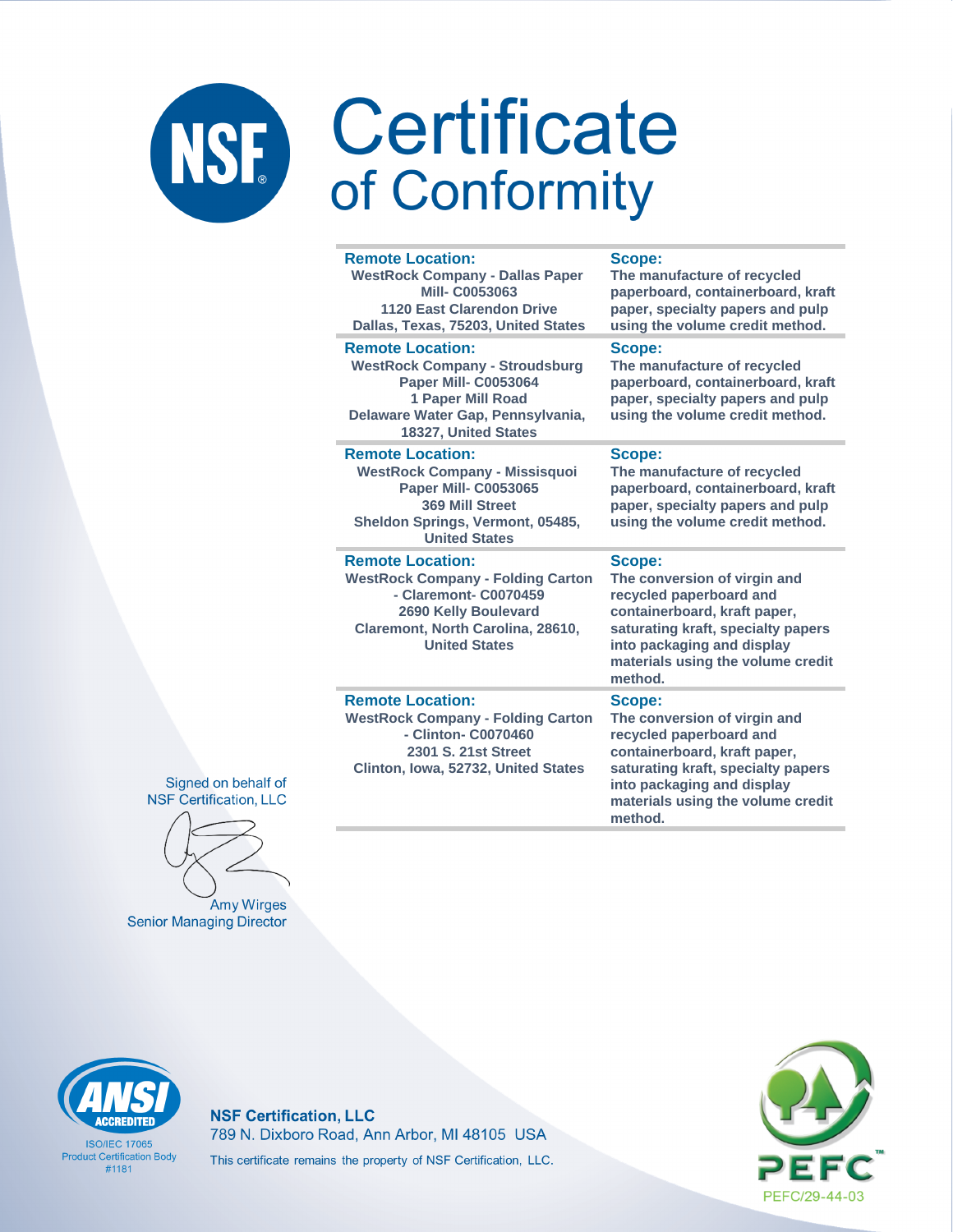# Certificate of Conformity

| Remote Location: | Scope: |
|---|---|
| WestRock Company - Dallas Paper Mill- C0053063<br>1120 East Clarendon Drive<br>Dallas, Texas, 75203, United States | The manufacture of recycled paperboard, containerboard, kraft paper, specialty papers and pulp using the volume credit method. |
| WestRock Company - Stroudsburg Paper Mill- C0053064<br>1 Paper Mill Road<br>Delaware Water Gap, Pennsylvania, 18327, United States | The manufacture of recycled paperboard, containerboard, kraft paper, specialty papers and pulp using the volume credit method. |
| WestRock Company - Missisquoi Paper Mill- C0053065<br>369 Mill Street<br>Sheldon Springs, Vermont, 05485, United States | The manufacture of recycled paperboard, containerboard, kraft paper, specialty papers and pulp using the volume credit method. |
| WestRock Company - Folding Carton - Claremont- C0070459<br>2690 Kelly Boulevard<br>Claremont, North Carolina, 28610, United States | The conversion of virgin and recycled paperboard and containerboard, kraft paper, saturating kraft, specialty papers into packaging and display materials using the volume credit method. |
| WestRock Company - Folding Carton - Clinton- C0070460<br>2301 S. 21st Street<br>Clinton, Iowa, 52732, United States | The conversion of virgin and recycled paperboard and containerboard, kraft paper, saturating kraft, specialty papers into packaging and display materials using the volume credit method. |

Signed on behalf of
NSF Certification, LLC

Amy Wirges
Senior Managing Director

ANSI ACCREDITED
ISO/IEC 17065
Product Certification Body
#1181

**NSF Certification, LLC**
789 N. Dixboro Road, Ann Arbor, MI 48105 USA
This certificate remains the property of NSF Certification, LLC.

PEFC
PEFC/29-44-03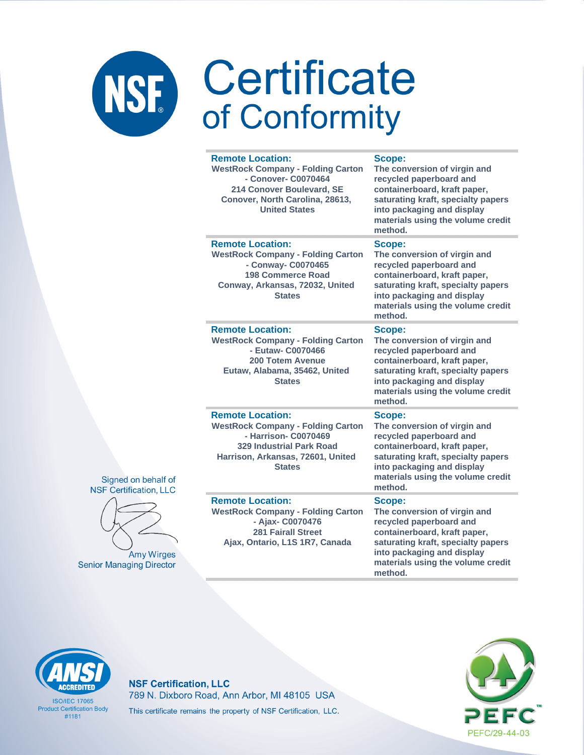# Certificate of Conformity

| Remote Location: | Scope: |
|---|---|
| WestRock Company - Folding Carton - Conover- C0070464<br>214 Conover Boulevard, SE<br>Conover, North Carolina, 28613, United States | The conversion of virgin and recycled paperboard and containerboard, kraft paper, saturating kraft, specialty papers into packaging and display materials using the volume credit method. |
| WestRock Company - Folding Carton - Conway- C0070465<br>198 Commerce Road<br>Conway, Arkansas, 72032, United States | The conversion of virgin and recycled paperboard and containerboard, kraft paper, saturating kraft, specialty papers into packaging and display materials using the volume credit method. |
| WestRock Company - Folding Carton - Eutaw- C0070466<br>200 Totem Avenue<br>Eutaw, Alabama, 35462, United States | The conversion of virgin and recycled paperboard and containerboard, kraft paper, saturating kraft, specialty papers into packaging and display materials using the volume credit method. |
| WestRock Company - Folding Carton - Harrison- C0070469<br>329 Industrial Park Road<br>Harrison, Arkansas, 72601, United States | The conversion of virgin and recycled paperboard and containerboard, kraft paper, saturating kraft, specialty papers into packaging and display materials using the volume credit method. |
| WestRock Company - Folding Carton - Ajax- C0070476<br>281 Fairall Street<br>Ajax, Ontario, L1S 1R7, Canada | The conversion of virgin and recycled paperboard and containerboard, kraft paper, saturating kraft, specialty papers into packaging and display materials using the volume credit method. |

Signed on behalf of
NSF Certification, LLC

Amy Wirges
Senior Managing Director

ANSI ACCREDITED
ISO/IEC 17065
Product Certification Body
#1181

**NSF Certification, LLC**
789 N. Dixboro Road, Ann Arbor, MI 48105 USA
This certificate remains the property of NSF Certification, LLC.

PEFC
PEFC/29-44-03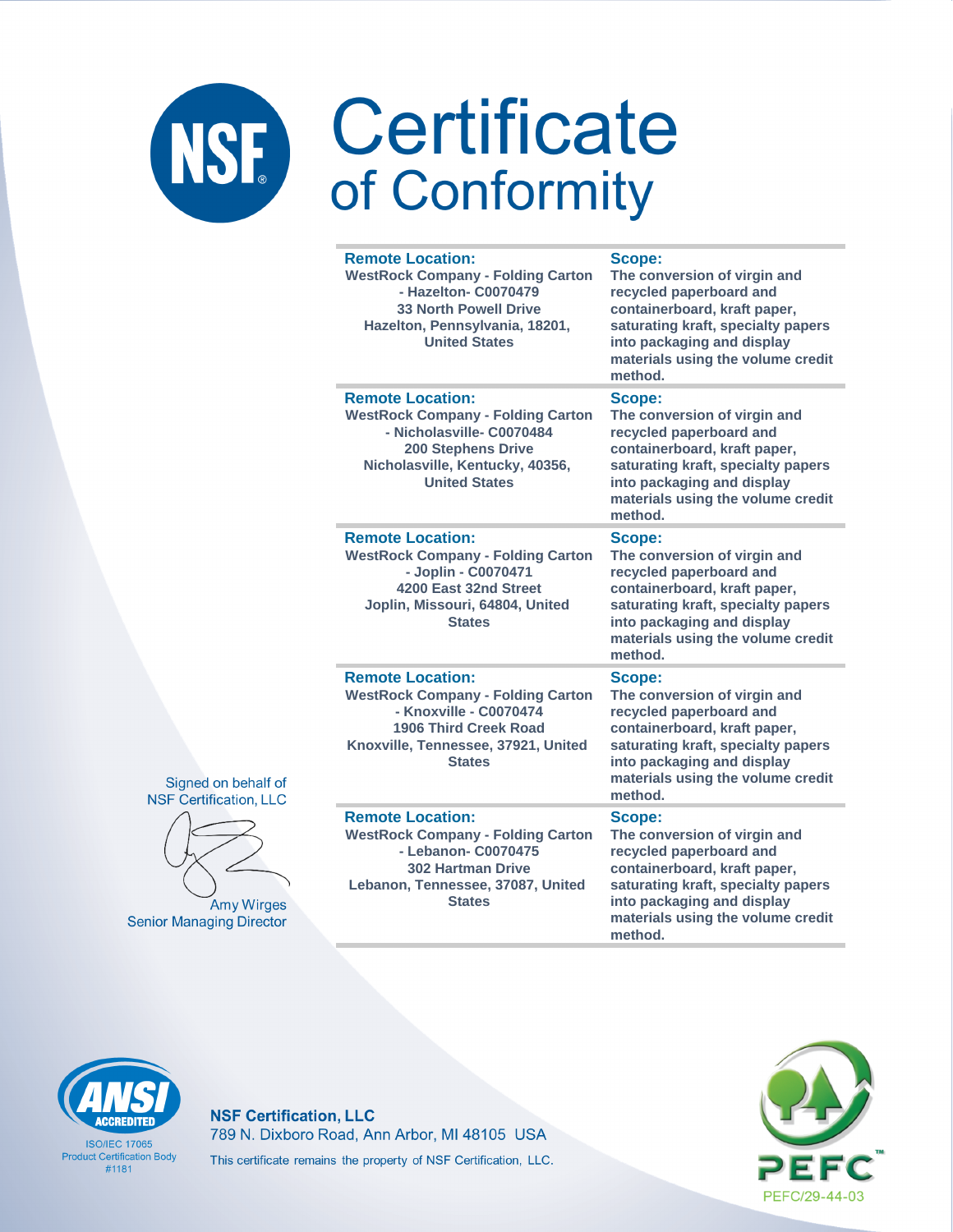# Certificate of Conformity

| Remote Location: | Scope: |
|---|---|
| WestRock Company - Folding Carton - Hazelton- C0070479<br>33 North Powell Drive<br>Hazelton, Pennsylvania, 18201, United States | The conversion of virgin and recycled paperboard and containerboard, kraft paper, saturating kraft, specialty papers into packaging and display materials using the volume credit method. |
| **Remote Location:**<br>WestRock Company - Folding Carton - Nicholasville- C0070484<br>200 Stephens Drive<br>Nicholasville, Kentucky, 40356, United States | **Scope:**<br>The conversion of virgin and recycled paperboard and containerboard, kraft paper, saturating kraft, specialty papers into packaging and display materials using the volume credit method. |
| **Remote Location:**<br>WestRock Company - Folding Carton - Joplin - C0070471<br>4200 East 32nd Street<br>Joplin, Missouri, 64804, United States | **Scope:**<br>The conversion of virgin and recycled paperboard and containerboard, kraft paper, saturating kraft, specialty papers into packaging and display materials using the volume credit method. |
| **Remote Location:**<br>WestRock Company - Folding Carton - Knoxville - C0070474<br>1906 Third Creek Road<br>Knoxville, Tennessee, 37921, United States | **Scope:**<br>The conversion of virgin and recycled paperboard and containerboard, kraft paper, saturating kraft, specialty papers into packaging and display materials using the volume credit method. |
| **Remote Location:**<br>WestRock Company - Folding Carton - Lebanon- C0070475<br>302 Hartman Drive<br>Lebanon, Tennessee, 37087, United States | **Scope:**<br>The conversion of virgin and recycled paperboard and containerboard, kraft paper, saturating kraft, specialty papers into packaging and display materials using the volume credit method. |

Signed on behalf of
NSF Certification, LLC

Amy Wirges
Senior Managing Director

ANSI ACCREDITED
ISO/IEC 17065
Product Certification Body
#1181

**NSF Certification, LLC**
789 N. Dixboro Road, Ann Arbor, MI 48105 USA
This certificate remains the property of NSF Certification, LLC.

PEFC
PEFC/29-44-03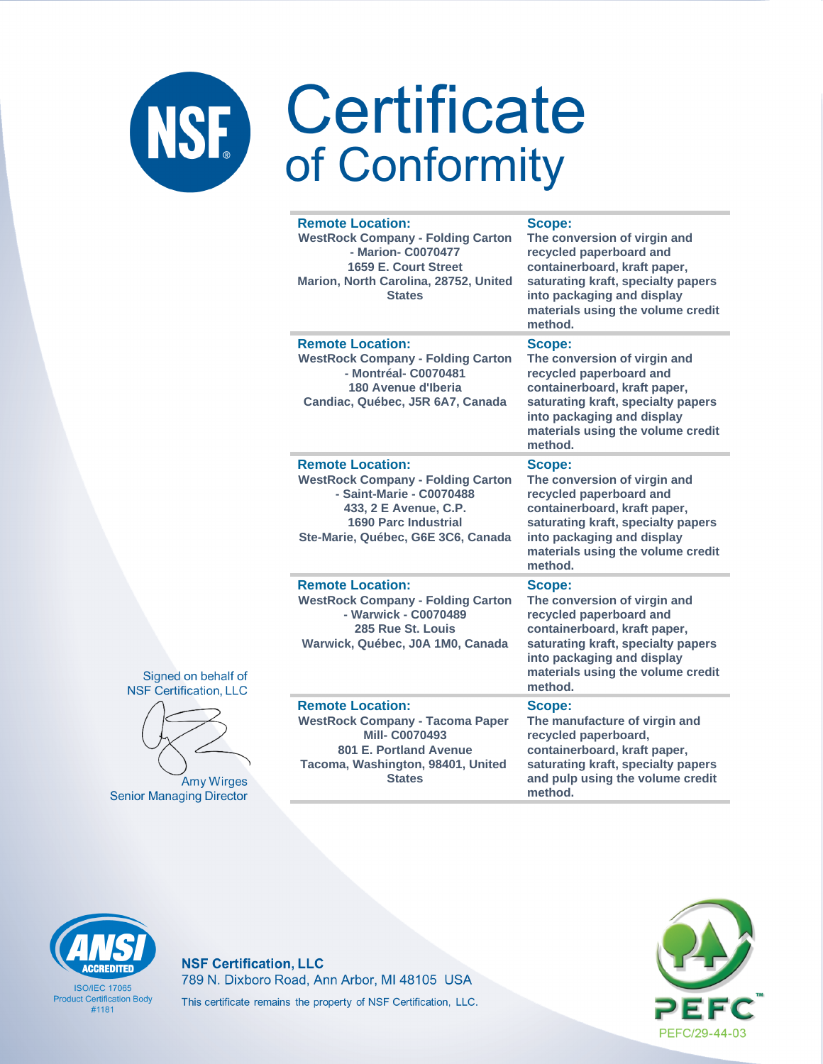# Certificate of Conformity

| Remote Location: | Scope: |
|---|---|
| WestRock Company - Folding Carton - Marion- C0070477<br>1659 E. Court Street<br>Marion, North Carolina, 28752, United States | The conversion of virgin and recycled paperboard and containerboard, kraft paper, saturating kraft, specialty papers into packaging and display materials using the volume credit method. |
| WestRock Company - Folding Carton - Montréal- C0070481<br>180 Avenue d'Iberia<br>Candiac, Québec, J5R 6A7, Canada | The conversion of virgin and recycled paperboard and containerboard, kraft paper, saturating kraft, specialty papers into packaging and display materials using the volume credit method. |
| WestRock Company - Folding Carton - Saint-Marie - C0070488<br>433, 2 E Avenue, C.P.<br>1690 Parc Industrial<br>Ste-Marie, Québec, G6E 3C6, Canada | The conversion of virgin and recycled paperboard and containerboard, kraft paper, saturating kraft, specialty papers into packaging and display materials using the volume credit method. |
| WestRock Company - Folding Carton - Warwick - C0070489<br>285 Rue St. Louis<br>Warwick, Québec, J0A 1M0, Canada | The conversion of virgin and recycled paperboard and containerboard, kraft paper, saturating kraft, specialty papers into packaging and display materials using the volume credit method. |
| WestRock Company - Tacoma Paper Mill- C0070493<br>801 E. Portland Avenue<br>Tacoma, Washington, 98401, United States | The manufacture of virgin and recycled paperboard, containerboard, kraft paper, saturating kraft, specialty papers and pulp using the volume credit method. |

Signed on behalf of
NSF Certification, LLC

Amy Wirges
Senior Managing Director

ANSI ACCREDITED
ISO/IEC 17065
Product Certification Body
#1181

**NSF Certification, LLC**
789 N. Dixboro Road, Ann Arbor, MI 48105 USA
This certificate remains the property of NSF Certification, LLC.

PEFC
PEFC/29-44-03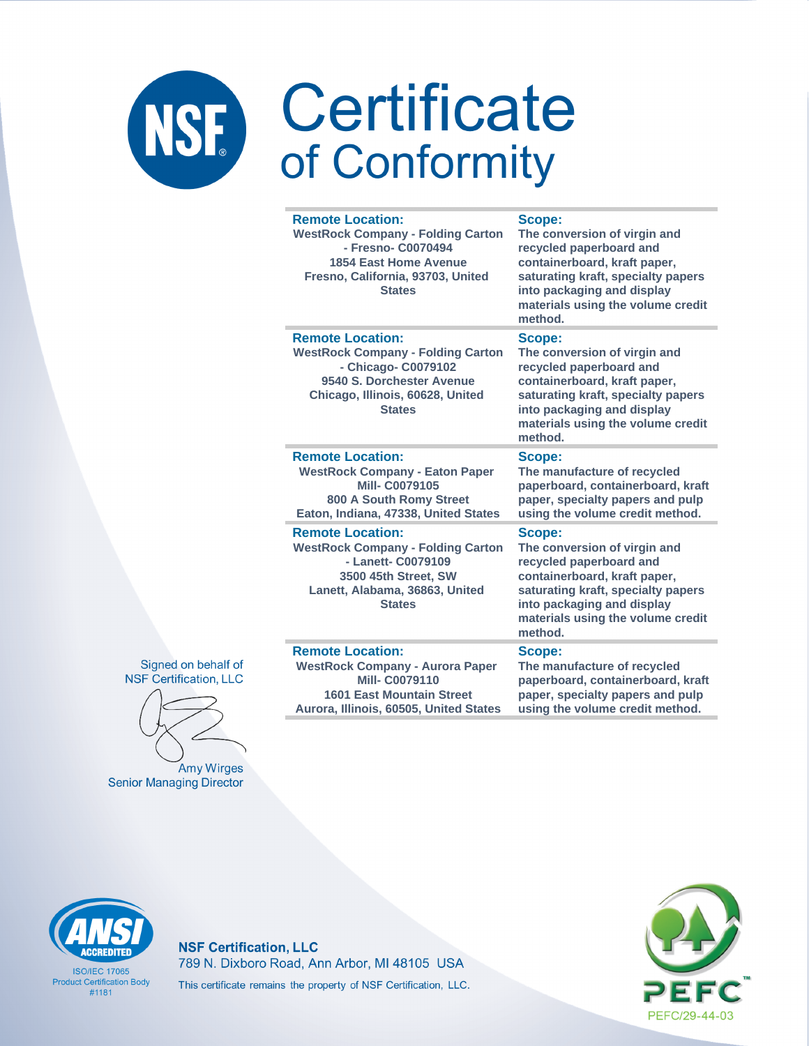# Certificate of Conformity

| Remote Location: | Scope: |
|---|---|
| WestRock Company - Folding Carton - Fresno- C0070494<br>1854 East Home Avenue<br>Fresno, California, 93703, United States | The conversion of virgin and recycled paperboard and containerboard, kraft paper, saturating kraft, specialty papers into packaging and display materials using the volume credit method. |
| WestRock Company - Folding Carton - Chicago- C0079102<br>9540 S. Dorchester Avenue<br>Chicago, Illinois, 60628, United States | The conversion of virgin and recycled paperboard and containerboard, kraft paper, saturating kraft, specialty papers into packaging and display materials using the volume credit method. |
| WestRock Company - Eaton Paper Mill- C0079105<br>800 A South Romy Street<br>Eaton, Indiana, 47338, United States | The manufacture of recycled paperboard, containerboard, kraft paper, specialty papers and pulp using the volume credit method. |
| WestRock Company - Folding Carton - Lanett- C0079109<br>3500 45th Street, SW<br>Lanett, Alabama, 36863, United States | The conversion of virgin and recycled paperboard and containerboard, kraft paper, saturating kraft, specialty papers into packaging and display materials using the volume credit method. |
| WestRock Company - Aurora Paper Mill- C0079110<br>1601 East Mountain Street<br>Aurora, Illinois, 60505, United States | The manufacture of recycled paperboard, containerboard, kraft paper, specialty papers and pulp using the volume credit method. |

Signed on behalf of
NSF Certification, LLC

Amy Wirges
Senior Managing Director

ANSI ACCREDITED
ISO/IEC 17065
Product Certification Body
#1181

**NSF Certification, LLC**
789 N. Dixboro Road, Ann Arbor, MI 48105 USA
This certificate remains the property of NSF Certification, LLC.

PEFC
PEFC/29-44-03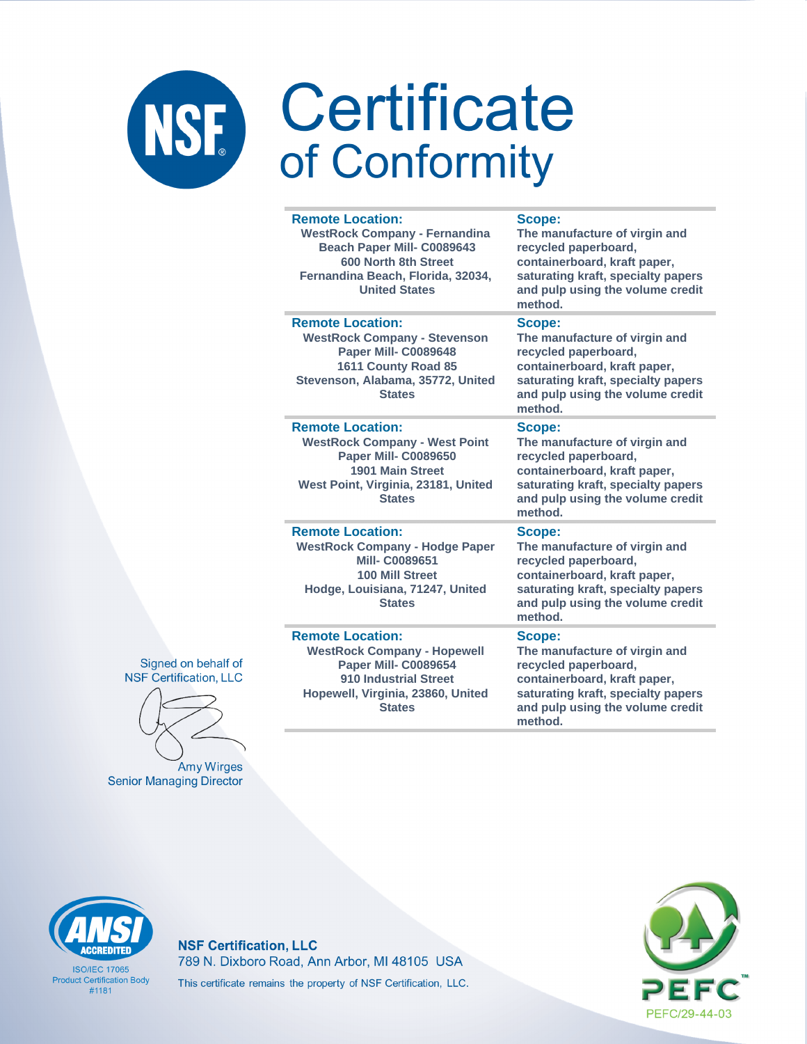# Certificate of Conformity

| Remote Location: | Scope: |
|---|---|
| WestRock Company - Fernandina Beach Paper Mill- C0089643<br>600 North 8th Street<br>Fernandina Beach, Florida, 32034, United States | The manufacture of virgin and recycled paperboard, containerboard, kraft paper, saturating kraft, specialty papers and pulp using the volume credit method. |
| WestRock Company - Stevenson Paper Mill- C0089648<br>1611 County Road 85<br>Stevenson, Alabama, 35772, United States | The manufacture of virgin and recycled paperboard, containerboard, kraft paper, saturating kraft, specialty papers and pulp using the volume credit method. |
| WestRock Company - West Point Paper Mill- C0089650<br>1901 Main Street<br>West Point, Virginia, 23181, United States | The manufacture of virgin and recycled paperboard, containerboard, kraft paper, saturating kraft, specialty papers and pulp using the volume credit method. |
| WestRock Company - Hodge Paper Mill- C0089651<br>100 Mill Street<br>Hodge, Louisiana, 71247, United States | The manufacture of virgin and recycled paperboard, containerboard, kraft paper, saturating kraft, specialty papers and pulp using the volume credit method. |
| WestRock Company - Hopewell Paper Mill- C0089654<br>910 Industrial Street<br>Hopewell, Virginia, 23860, United States | The manufacture of virgin and recycled paperboard, containerboard, kraft paper, saturating kraft, specialty papers and pulp using the volume credit method. |

Signed on behalf of
NSF Certification, LLC

Amy Wirges
Senior Managing Director

ANSI ACCREDITED
ISO/IEC 17065
Product Certification Body
#1181

**NSF Certification, LLC**
789 N. Dixboro Road, Ann Arbor, MI 48105 USA
This certificate remains the property of NSF Certification, LLC.

PEFC/29-44-03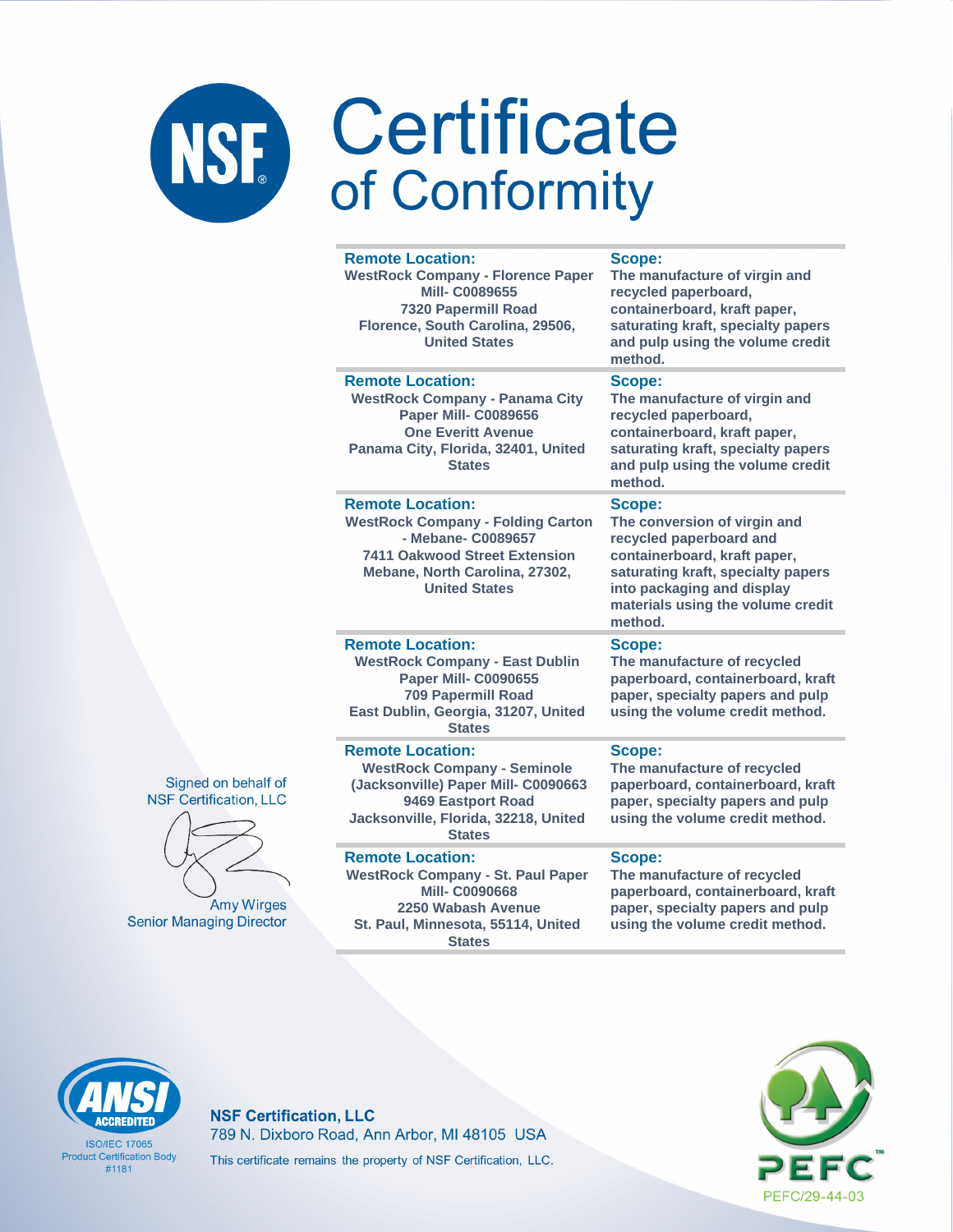# Certificate of Conformity

| Remote Location: | Scope: |
|---|---|
| WestRock Company - Florence Paper Mill- C0089655<br>7320 Papermill Road<br>Florence, South Carolina, 29506, United States | The manufacture of virgin and recycled paperboard, containerboard, kraft paper, saturating kraft, specialty papers and pulp using the volume credit method. |
| WestRock Company - Panama City Paper Mill- C0089656<br>One Everitt Avenue<br>Panama City, Florida, 32401, United States | The manufacture of virgin and recycled paperboard, containerboard, kraft paper, saturating kraft, specialty papers and pulp using the volume credit method. |
| WestRock Company - Folding Carton - Mebane- C0089657<br>7411 Oakwood Street Extension<br>Mebane, North Carolina, 27302, United States | The conversion of virgin and recycled paperboard and containerboard, kraft paper, saturating kraft, specialty papers into packaging and display materials using the volume credit method. |
| WestRock Company - East Dublin Paper Mill- C0090655<br>709 Papermill Road<br>East Dublin, Georgia, 31207, United States | The manufacture of recycled paperboard, containerboard, kraft paper, specialty papers and pulp using the volume credit method. |
| WestRock Company - Seminole (Jacksonville) Paper Mill- C0090663<br>9469 Eastport Road<br>Jacksonville, Florida, 32218, United States | The manufacture of recycled paperboard, containerboard, kraft paper, specialty papers and pulp using the volume credit method. |
| WestRock Company - St. Paul Paper Mill- C0090668<br>2250 Wabash Avenue<br>St. Paul, Minnesota, 55114, United States | The manufacture of recycled paperboard, containerboard, kraft paper, specialty papers and pulp using the volume credit method. |

Signed on behalf of
NSF Certification, LLC

Amy Wirges
Senior Managing Director

ANSI ACCREDITED
ISO/IEC 17065
Product Certification Body
#1181

**NSF Certification, LLC**
789 N. Dixboro Road, Ann Arbor, MI 48105 USA
This certificate remains the property of NSF Certification, LLC.

PEFC
PEFC/29-44-03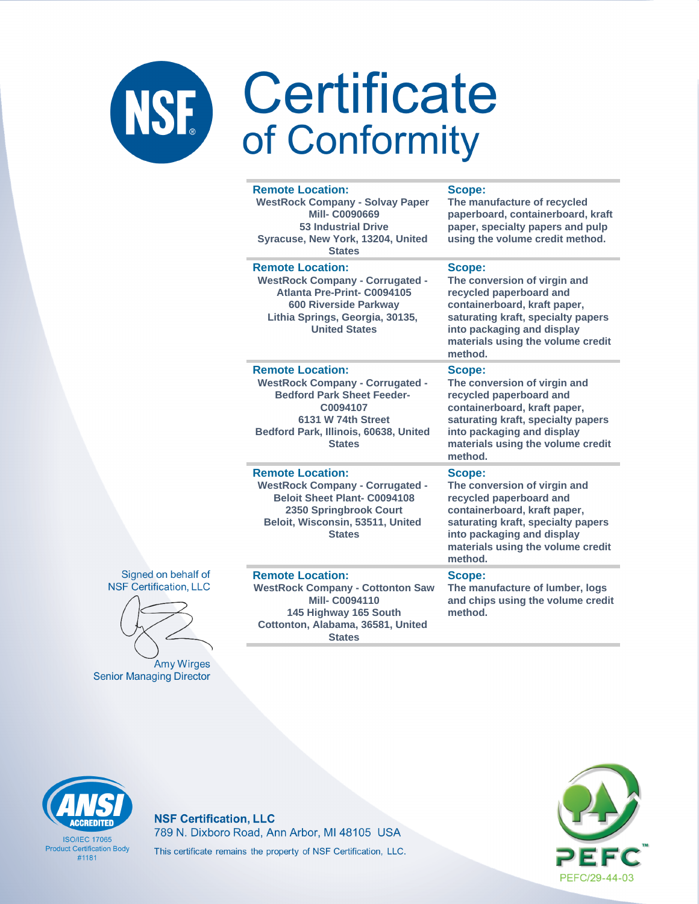# Certificate of Conformity

| Remote Location: | Scope: |
|---|---|
| WestRock Company - Solvay Paper Mill- C0090669<br>53 Industrial Drive<br>Syracuse, New York, 13204, United States | The manufacture of recycled paperboard, containerboard, kraft paper, specialty papers and pulp using the volume credit method. |
| WestRock Company - Corrugated - Atlanta Pre-Print- C0094105<br>600 Riverside Parkway<br>Lithia Springs, Georgia, 30135, United States | The conversion of virgin and recycled paperboard and containerboard, kraft paper, saturating kraft, specialty papers into packaging and display materials using the volume credit method. |
| WestRock Company - Corrugated - Bedford Park Sheet Feeder- C0094107<br>6131 W 74th Street<br>Bedford Park, Illinois, 60638, United States | The conversion of virgin and recycled paperboard and containerboard, kraft paper, saturating kraft, specialty papers into packaging and display materials using the volume credit method. |
| WestRock Company - Corrugated - Beloit Sheet Plant- C0094108<br>2350 Springbrook Court<br>Beloit, Wisconsin, 53511, United States | The conversion of virgin and recycled paperboard and containerboard, kraft paper, saturating kraft, specialty papers into packaging and display materials using the volume credit method. |
| WestRock Company - Cottonton Saw Mill- C0094110<br>145 Highway 165 South<br>Cottonton, Alabama, 36581, United States | The manufacture of lumber, logs and chips using the volume credit method. |

Signed on behalf of
NSF Certification, LLC

Amy Wirges
Senior Managing Director

ANSI ACCREDITED
ISO/IEC 17065
Product Certification Body
#1181

**NSF Certification, LLC**
789 N. Dixboro Road, Ann Arbor, MI 48105 USA
This certificate remains the property of NSF Certification, LLC.

PEFC
PEFC/29-44-03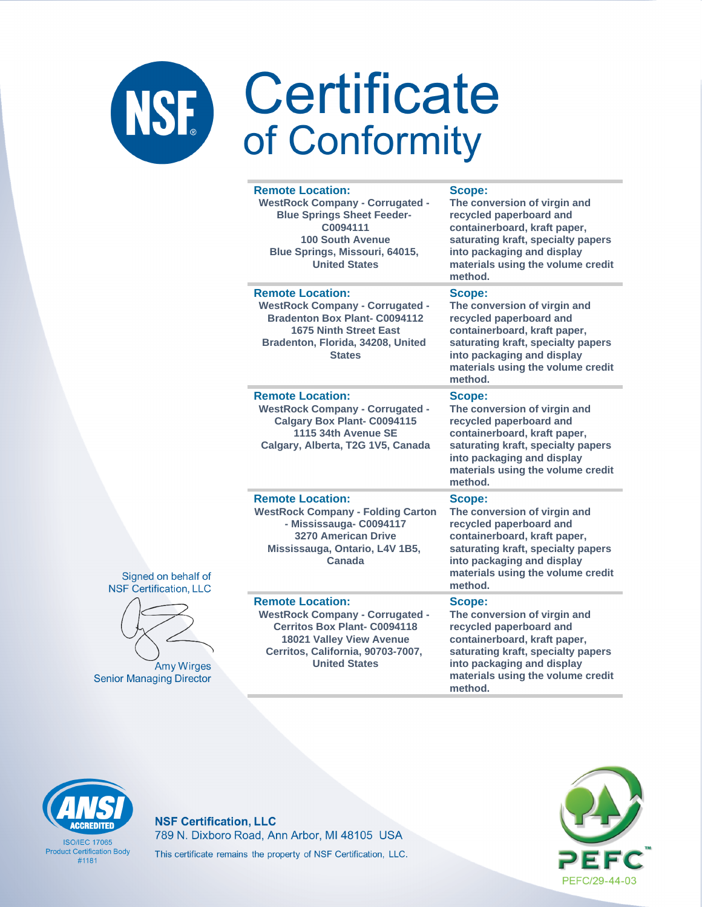# Certificate of Conformity

| Remote Location: | Scope: |
|---|---|
| WestRock Company - Corrugated - Blue Springs Sheet Feeder- C0094111<br>100 South Avenue<br>Blue Springs, Missouri, 64015, United States | The conversion of virgin and recycled paperboard and containerboard, kraft paper, saturating kraft, specialty papers into packaging and display materials using the volume credit method. |
| WestRock Company - Corrugated - Bradenton Box Plant- C0094112<br>1675 Ninth Street East<br>Bradenton, Florida, 34208, United States | The conversion of virgin and recycled paperboard and containerboard, kraft paper, saturating kraft, specialty papers into packaging and display materials using the volume credit method. |
| WestRock Company - Corrugated - Calgary Box Plant- C0094115<br>1115 34th Avenue SE<br>Calgary, Alberta, T2G 1V5, Canada | The conversion of virgin and recycled paperboard and containerboard, kraft paper, saturating kraft, specialty papers into packaging and display materials using the volume credit method. |
| WestRock Company - Folding Carton - Mississauga- C0094117<br>3270 American Drive<br>Mississauga, Ontario, L4V 1B5, Canada | The conversion of virgin and recycled paperboard and containerboard, kraft paper, saturating kraft, specialty papers into packaging and display materials using the volume credit method. |
| WestRock Company - Corrugated - Cerritos Box Plant- C0094118<br>18021 Valley View Avenue<br>Cerritos, California, 90703-7007, United States | The conversion of virgin and recycled paperboard and containerboard, kraft paper, saturating kraft, specialty papers into packaging and display materials using the volume credit method. |

Signed on behalf of
NSF Certification, LLC

Amy Wirges
Senior Managing Director

ANSI ACCREDITED
ISO/IEC 17065
Product Certification Body
#1181

**NSF Certification, LLC**
789 N. Dixboro Road, Ann Arbor, MI 48105 USA
This certificate remains the property of NSF Certification, LLC.

PEFC/29-44-03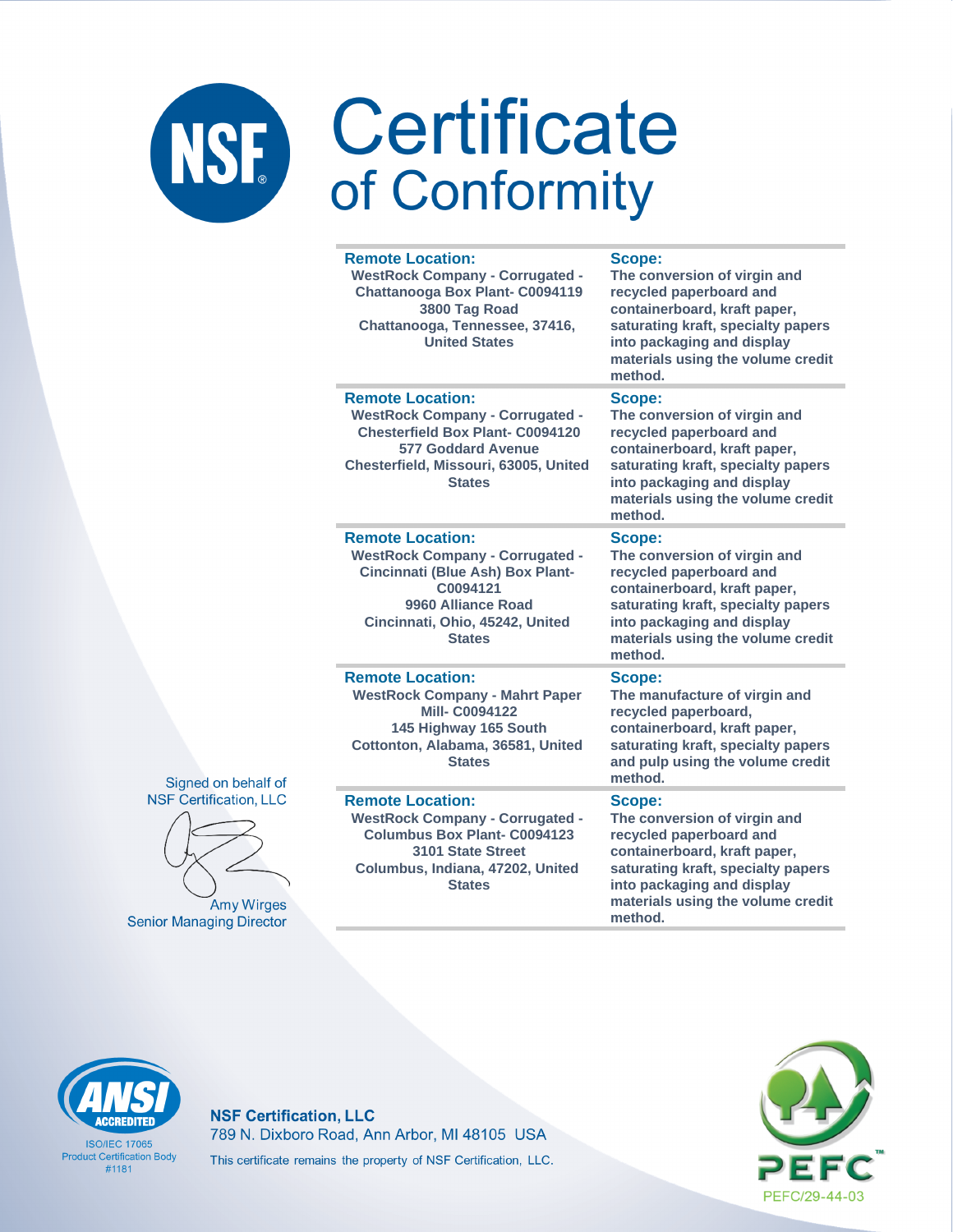# Certificate of Conformity

| Remote Location: | Scope: |
|---|---|
| WestRock Company - Corrugated - Chattanooga Box Plant- C0094119<br>3800 Tag Road<br>Chattanooga, Tennessee, 37416, United States | The conversion of virgin and recycled paperboard and containerboard, kraft paper, saturating kraft, specialty papers into packaging and display materials using the volume credit method. |
| **Remote Location:**<br>WestRock Company - Corrugated - Chesterfield Box Plant- C0094120<br>577 Goddard Avenue<br>Chesterfield, Missouri, 63005, United States | **Scope:**<br>The conversion of virgin and recycled paperboard and containerboard, kraft paper, saturating kraft, specialty papers into packaging and display materials using the volume credit method. |
| **Remote Location:**<br>WestRock Company - Corrugated - Cincinnati (Blue Ash) Box Plant- C0094121<br>9960 Alliance Road<br>Cincinnati, Ohio, 45242, United States | **Scope:**<br>The conversion of virgin and recycled paperboard and containerboard, kraft paper, saturating kraft, specialty papers into packaging and display materials using the volume credit method. |
| **Remote Location:**<br>WestRock Company - Mahrt Paper Mill- C0094122<br>145 Highway 165 South<br>Cottonton, Alabama, 36581, United States | **Scope:**<br>The manufacture of virgin and recycled paperboard, containerboard, kraft paper, saturating kraft, specialty papers and pulp using the volume credit method. |
| **Remote Location:**<br>WestRock Company - Corrugated - Columbus Box Plant- C0094123<br>3101 State Street<br>Columbus, Indiana, 47202, United States | **Scope:**<br>The conversion of virgin and recycled paperboard and containerboard, kraft paper, saturating kraft, specialty papers into packaging and display materials using the volume credit method. |

Signed on behalf of
NSF Certification, LLC

Amy Wirges
Senior Managing Director

ISO/IEC 17065
Product Certification Body
#1181

**NSF Certification, LLC**
789 N. Dixboro Road, Ann Arbor, MI 48105 USA
This certificate remains the property of NSF Certification, LLC.

PEFC/29-44-03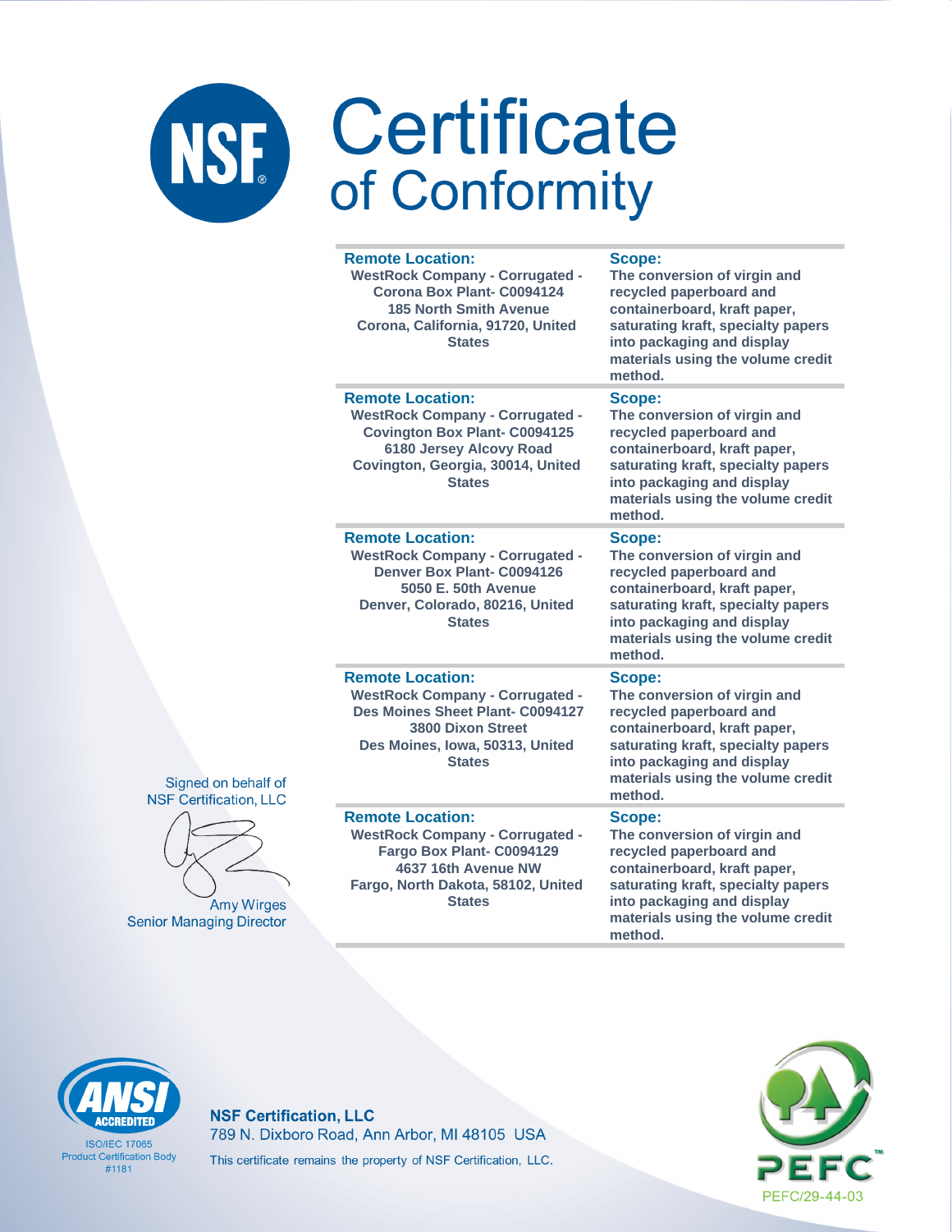# Certificate of Conformity

| Remote Location: | Scope: |
|---|---|
| WestRock Company - Corrugated - Corona Box Plant- C0094124<br>185 North Smith Avenue<br>Corona, California, 91720, United States | The conversion of virgin and recycled paperboard and containerboard, kraft paper, saturating kraft, specialty papers into packaging and display materials using the volume credit method. |
| **Remote Location:**<br>WestRock Company - Corrugated - Covington Box Plant- C0094125<br>6180 Jersey Alcovy Road<br>Covington, Georgia, 30014, United States | **Scope:**<br>The conversion of virgin and recycled paperboard and containerboard, kraft paper, saturating kraft, specialty papers into packaging and display materials using the volume credit method. |
| **Remote Location:**<br>WestRock Company - Corrugated - Denver Box Plant- C0094126<br>5050 E. 50th Avenue<br>Denver, Colorado, 80216, United States | **Scope:**<br>The conversion of virgin and recycled paperboard and containerboard, kraft paper, saturating kraft, specialty papers into packaging and display materials using the volume credit method. |
| **Remote Location:**<br>WestRock Company - Corrugated - Des Moines Sheet Plant- C0094127<br>3800 Dixon Street<br>Des Moines, Iowa, 50313, United States | **Scope:**<br>The conversion of virgin and recycled paperboard and containerboard, kraft paper, saturating kraft, specialty papers into packaging and display materials using the volume credit method. |
| **Remote Location:**<br>WestRock Company - Corrugated - Fargo Box Plant- C0094129<br>4637 16th Avenue NW<br>Fargo, North Dakota, 58102, United States | **Scope:**<br>The conversion of virgin and recycled paperboard and containerboard, kraft paper, saturating kraft, specialty papers into packaging and display materials using the volume credit method. |

Signed on behalf of
NSF Certification, LLC

Amy Wirges
Senior Managing Director

ANSI ACCREDITED
ISO/IEC 17065
Product Certification Body
#1181

**NSF Certification, LLC**
789 N. Dixboro Road, Ann Arbor, MI 48105 USA
This certificate remains the property of NSF Certification, LLC.

PEFC
PEFC/29-44-03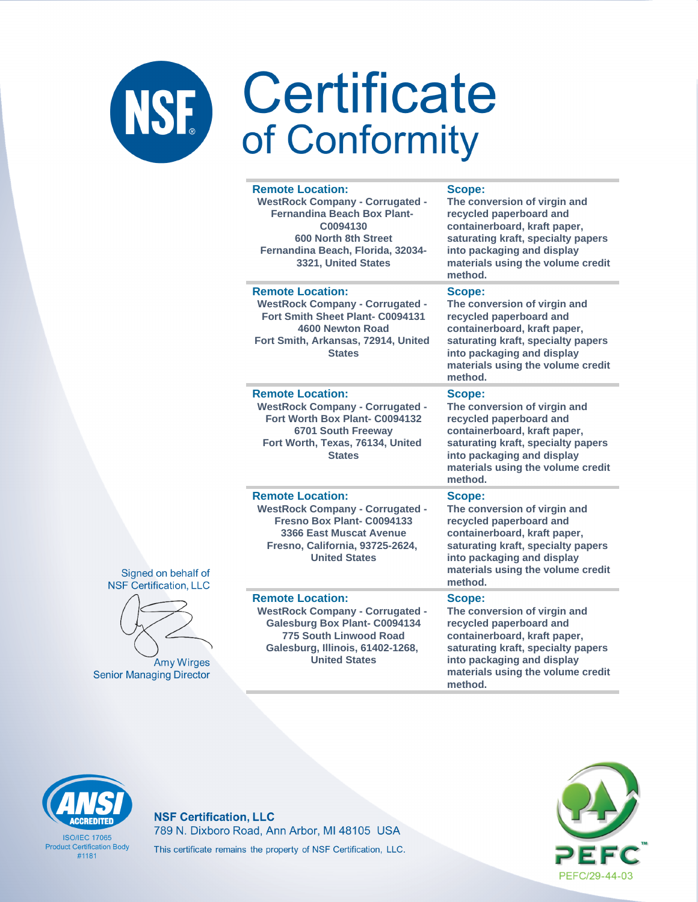# Certificate of Conformity

| Remote Location: | Scope: |
|---|---|
| WestRock Company - Corrugated - Fernandina Beach Box Plant- C0094130<br>600 North 8th Street<br>Fernandina Beach, Florida, 32034-3321, United States | The conversion of virgin and recycled paperboard and containerboard, kraft paper, saturating kraft, specialty papers into packaging and display materials using the volume credit method. |
| **Remote Location:** | **Scope:** |
| WestRock Company - Corrugated - Fort Smith Sheet Plant- C0094131<br>4600 Newton Road<br>Fort Smith, Arkansas, 72914, United States | The conversion of virgin and recycled paperboard and containerboard, kraft paper, saturating kraft, specialty papers into packaging and display materials using the volume credit method. |
| **Remote Location:** | **Scope:** |
| WestRock Company - Corrugated - Fort Worth Box Plant- C0094132<br>6701 South Freeway<br>Fort Worth, Texas, 76134, United States | The conversion of virgin and recycled paperboard and containerboard, kraft paper, saturating kraft, specialty papers into packaging and display materials using the volume credit method. |
| **Remote Location:** | **Scope:** |
| WestRock Company - Corrugated - Fresno Box Plant- C0094133<br>3366 East Muscat Avenue<br>Fresno, California, 93725-2624, United States | The conversion of virgin and recycled paperboard and containerboard, kraft paper, saturating kraft, specialty papers into packaging and display materials using the volume credit method. |
| **Remote Location:** | **Scope:** |
| WestRock Company - Corrugated - Galesburg Box Plant- C0094134<br>775 South Linwood Road<br>Galesburg, Illinois, 61402-1268, United States | The conversion of virgin and recycled paperboard and containerboard, kraft paper, saturating kraft, specialty papers into packaging and display materials using the volume credit method. |

Signed on behalf of
NSF Certification, LLC

Amy Wirges
Senior Managing Director

ANSI ACCREDITED
ISO/IEC 17065
Product Certification Body
#1181

**NSF Certification, LLC**
789 N. Dixboro Road, Ann Arbor, MI 48105 USA
This certificate remains the property of NSF Certification, LLC.

PEFC
PEFC/29-44-03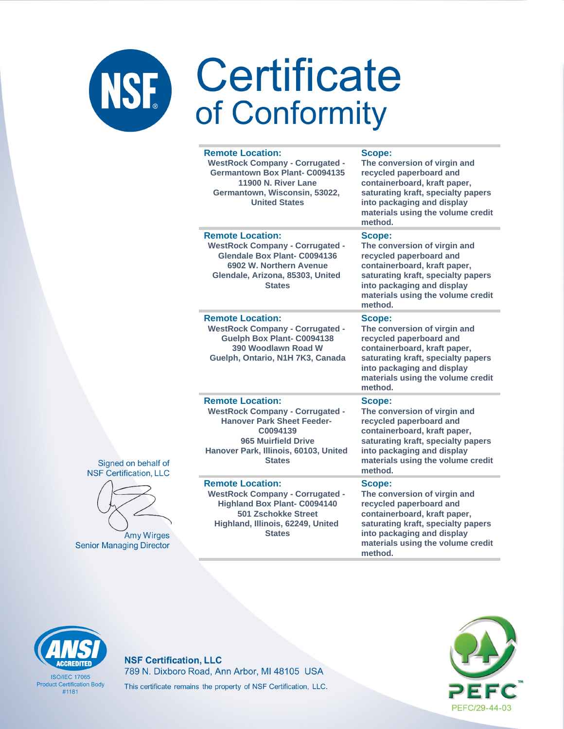# Certificate of Conformity

| Remote Location: | Scope: |
|---|---|
| WestRock Company - Corrugated - Germantown Box Plant- C0094135<br>11900 N. River Lane<br>Germantown, Wisconsin, 53022, United States | The conversion of virgin and recycled paperboard and containerboard, kraft paper, saturating kraft, specialty papers into packaging and display materials using the volume credit method. |
| WestRock Company - Corrugated - Glendale Box Plant- C0094136<br>6902 W. Northern Avenue<br>Glendale, Arizona, 85303, United States | The conversion of virgin and recycled paperboard and containerboard, kraft paper, saturating kraft, specialty papers into packaging and display materials using the volume credit method. |
| WestRock Company - Corrugated - Guelph Box Plant- C0094138<br>390 Woodlawn Road W<br>Guelph, Ontario, N1H 7K3, Canada | The conversion of virgin and recycled paperboard and containerboard, kraft paper, saturating kraft, specialty papers into packaging and display materials using the volume credit method. |
| WestRock Company - Corrugated - Hanover Park Sheet Feeder- C0094139<br>965 Muirfield Drive<br>Hanover Park, Illinois, 60103, United States | The conversion of virgin and recycled paperboard and containerboard, kraft paper, saturating kraft, specialty papers into packaging and display materials using the volume credit method. |
| WestRock Company - Corrugated - Highland Box Plant- C0094140<br>501 Zschokke Street<br>Highland, Illinois, 62249, United States | The conversion of virgin and recycled paperboard and containerboard, kraft paper, saturating kraft, specialty papers into packaging and display materials using the volume credit method. |

Signed on behalf of
NSF Certification, LLC

Amy Wirges
Senior Managing Director

ANSI ACCREDITED
ISO/IEC 17065
Product Certification Body
#1181

**NSF Certification, LLC**
789 N. Dixboro Road, Ann Arbor, MI 48105 USA
This certificate remains the property of NSF Certification, LLC.

PEFC
PEFC/29-44-03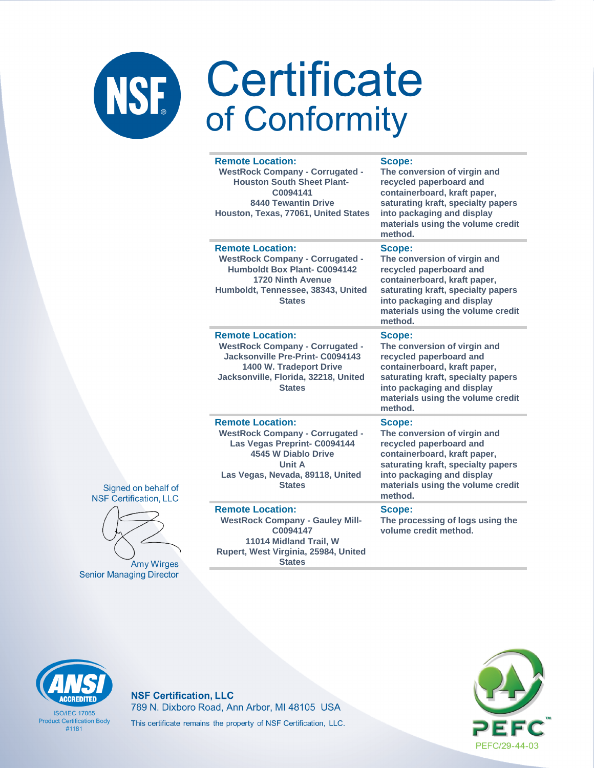# Certificate of Conformity

| Remote Location: | Scope: |
|---|---|
| WestRock Company - Corrugated - Houston South Sheet Plant- C0094141<br>8440 Tewantin Drive<br>Houston, Texas, 77061, United States | The conversion of virgin and recycled paperboard and containerboard, kraft paper, saturating kraft, specialty papers into packaging and display materials using the volume credit method. |
| WestRock Company - Corrugated - Humboldt Box Plant- C0094142<br>1720 Ninth Avenue<br>Humboldt, Tennessee, 38343, United States | The conversion of virgin and recycled paperboard and containerboard, kraft paper, saturating kraft, specialty papers into packaging and display materials using the volume credit method. |
| WestRock Company - Corrugated - Jacksonville Pre-Print- C0094143<br>1400 W. Tradeport Drive<br>Jacksonville, Florida, 32218, United States | The conversion of virgin and recycled paperboard and containerboard, kraft paper, saturating kraft, specialty papers into packaging and display materials using the volume credit method. |
| WestRock Company - Corrugated - Las Vegas Preprint- C0094144<br>4545 W Diablo Drive<br>Unit A<br>Las Vegas, Nevada, 89118, United States | The conversion of virgin and recycled paperboard and containerboard, kraft paper, saturating kraft, specialty papers into packaging and display materials using the volume credit method. |
| WestRock Company - Gauley Mill- C0094147<br>11014 Midland Trail, W<br>Rupert, West Virginia, 25984, United States | The processing of logs using the volume credit method. |

Signed on behalf of
NSF Certification, LLC

Amy Wirges
Senior Managing Director

ANSI ACCREDITED
ISO/IEC 17065
Product Certification Body
#1181

**NSF Certification, LLC**
789 N. Dixboro Road, Ann Arbor, MI 48105 USA
This certificate remains the property of NSF Certification, LLC.

PEFC
PEFC/29-44-03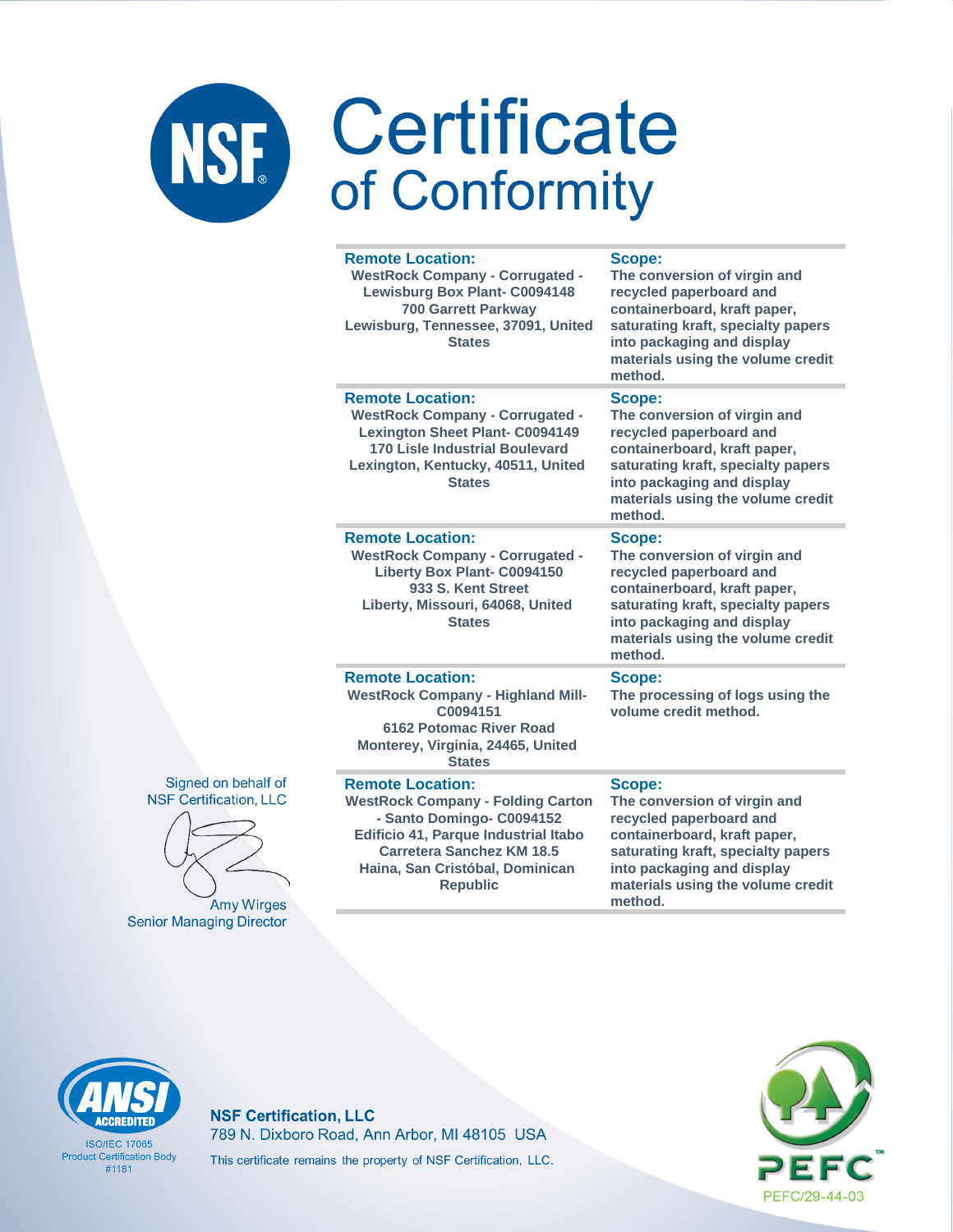# Certificate of Conformity

| Remote Location: | Scope: |
|---|---|
| WestRock Company - Corrugated - Lewisburg Box Plant- C0094148<br>700 Garrett Parkway<br>Lewisburg, Tennessee, 37091, United States | The conversion of virgin and recycled paperboard and containerboard, kraft paper, saturating kraft, specialty papers into packaging and display materials using the volume credit method. |
| **Remote Location:**<br>WestRock Company - Corrugated - Lexington Sheet Plant- C0094149<br>170 Lisle Industrial Boulevard<br>Lexington, Kentucky, 40511, United States | **Scope:**<br>The conversion of virgin and recycled paperboard and containerboard, kraft paper, saturating kraft, specialty papers into packaging and display materials using the volume credit method. |
| **Remote Location:**<br>WestRock Company - Corrugated - Liberty Box Plant- C0094150<br>933 S. Kent Street<br>Liberty, Missouri, 64068, United States | **Scope:**<br>The conversion of virgin and recycled paperboard and containerboard, kraft paper, saturating kraft, specialty papers into packaging and display materials using the volume credit method. |
| **Remote Location:**<br>WestRock Company - Highland Mill- C0094151<br>6162 Potomac River Road<br>Monterey, Virginia, 24465, United States | **Scope:**<br>The processing of logs using the volume credit method. |
| **Remote Location:**<br>WestRock Company - Folding Carton - Santo Domingo- C0094152<br>Edificio 41, Parque Industrial Itabo Carretera Sanchez KM 18.5<br>Haina, San Cristóbal, Dominican Republic | **Scope:**<br>The conversion of virgin and recycled paperboard and containerboard, kraft paper, saturating kraft, specialty papers into packaging and display materials using the volume credit method. |

Signed on behalf of
NSF Certification, LLC

Amy Wirges
Senior Managing Director

ANSI ACCREDITED
ISO/IEC 17065
Product Certification Body
#1181

**NSF Certification, LLC**
789 N. Dixboro Road, Ann Arbor, MI 48105 USA
This certificate remains the property of NSF Certification, LLC.

PEFC
PEFC/29-44-03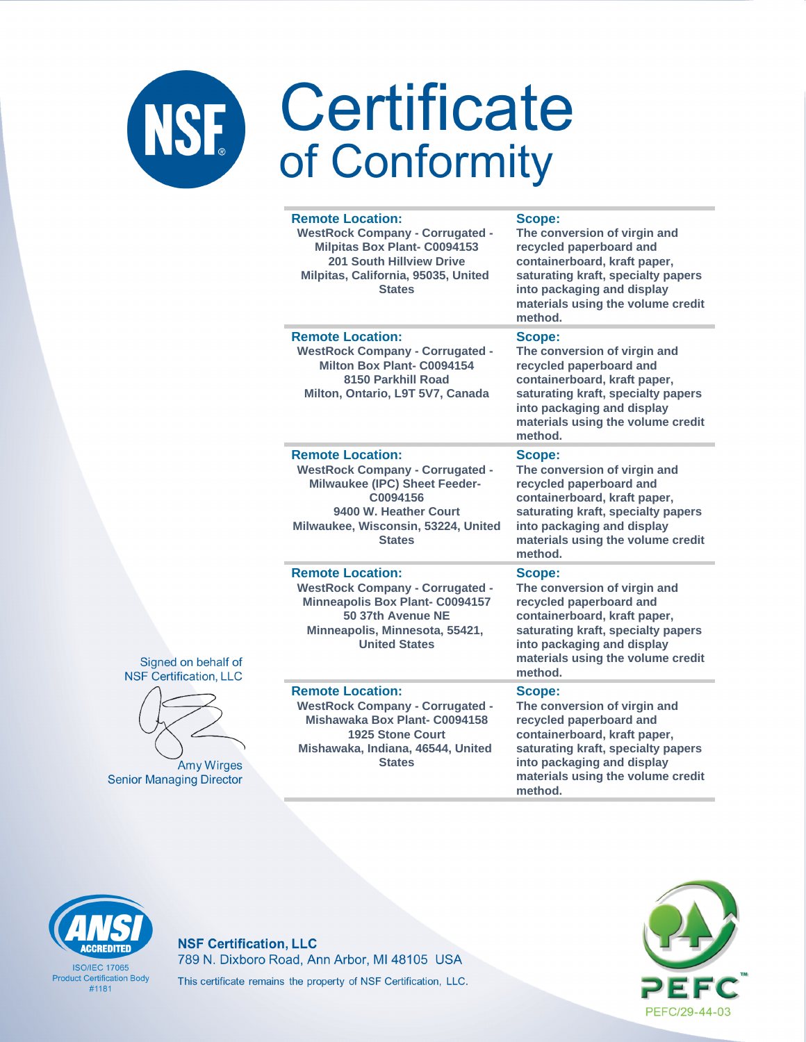# Certificate of Conformity

| Remote Location: | Scope: |
|---|---|
| WestRock Company - Corrugated - Milpitas Box Plant- C0094153<br>201 South Hillview Drive<br>Milpitas, California, 95035, United States | The conversion of virgin and recycled paperboard and containerboard, kraft paper, saturating kraft, specialty papers into packaging and display materials using the volume credit method. |
| **Remote Location:**<br>WestRock Company - Corrugated - Milton Box Plant- C0094154<br>8150 Parkhill Road<br>Milton, Ontario, L9T 5V7, Canada | **Scope:**<br>The conversion of virgin and recycled paperboard and containerboard, kraft paper, saturating kraft, specialty papers into packaging and display materials using the volume credit method. |
| **Remote Location:**<br>WestRock Company - Corrugated - Milwaukee (IPC) Sheet Feeder- C0094156<br>9400 W. Heather Court<br>Milwaukee, Wisconsin, 53224, United States | **Scope:**<br>The conversion of virgin and recycled paperboard and containerboard, kraft paper, saturating kraft, specialty papers into packaging and display materials using the volume credit method. |
| **Remote Location:**<br>WestRock Company - Corrugated - Minneapolis Box Plant- C0094157<br>50 37th Avenue NE<br>Minneapolis, Minnesota, 55421, United States | **Scope:**<br>The conversion of virgin and recycled paperboard and containerboard, kraft paper, saturating kraft, specialty papers into packaging and display materials using the volume credit method. |
| **Remote Location:**<br>WestRock Company - Corrugated - Mishawaka Box Plant- C0094158<br>1925 Stone Court<br>Mishawaka, Indiana, 46544, United States | **Scope:**<br>The conversion of virgin and recycled paperboard and containerboard, kraft paper, saturating kraft, specialty papers into packaging and display materials using the volume credit method. |

Signed on behalf of
NSF Certification, LLC

Amy Wirges
Senior Managing Director

ANSI ACCREDITED
ISO/IEC 17065
Product Certification Body
#1181

**NSF Certification, LLC**
789 N. Dixboro Road, Ann Arbor, MI 48105 USA
This certificate remains the property of NSF Certification, LLC.

PEFC
PEFC/29-44-03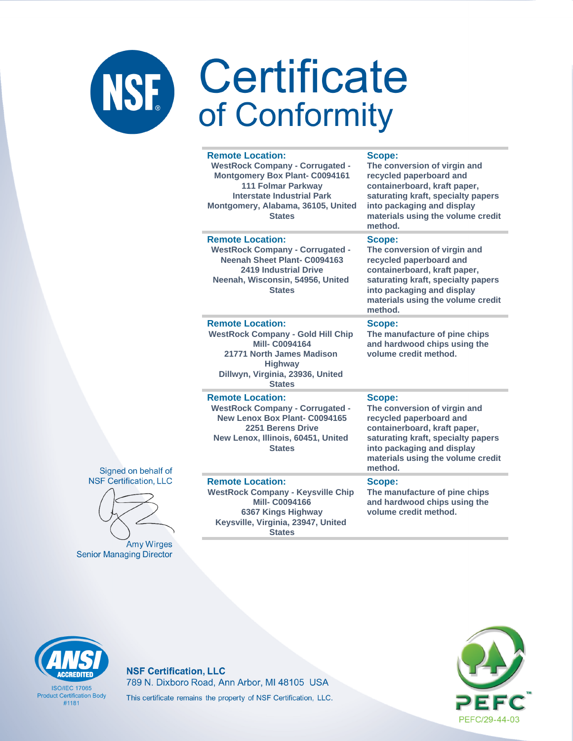# Certificate of Conformity

| Remote Location: | Scope: |
|---|---|
| WestRock Company - Corrugated - Montgomery Box Plant- C0094161<br>111 Folmar Parkway<br>Interstate Industrial Park<br>Montgomery, Alabama, 36105, United States | The conversion of virgin and recycled paperboard and containerboard, kraft paper, saturating kraft, specialty papers into packaging and display materials using the volume credit method. |
| WestRock Company - Corrugated - Neenah Sheet Plant- C0094163<br>2419 Industrial Drive<br>Neenah, Wisconsin, 54956, United States | The conversion of virgin and recycled paperboard and containerboard, kraft paper, saturating kraft, specialty papers into packaging and display materials using the volume credit method. |
| WestRock Company - Gold Hill Chip Mill- C0094164<br>21771 North James Madison Highway<br>Dillwyn, Virginia, 23936, United States | The manufacture of pine chips and hardwood chips using the volume credit method. |
| WestRock Company - Corrugated - New Lenox Box Plant- C0094165<br>2251 Berens Drive<br>New Lenox, Illinois, 60451, United States | The conversion of virgin and recycled paperboard and containerboard, kraft paper, saturating kraft, specialty papers into packaging and display materials using the volume credit method. |
| WestRock Company - Keysville Chip Mill- C0094166<br>6367 Kings Highway<br>Keysville, Virginia, 23947, United States | The manufacture of pine chips and hardwood chips using the volume credit method. |

Signed on behalf of NSF Certification, LLC

Amy Wirges
Senior Managing Director

ANSI ACCREDITED
ISO/IEC 17065 Product Certification Body #1181

**NSF Certification, LLC**
789 N. Dixboro Road, Ann Arbor, MI 48105 USA
This certificate remains the property of NSF Certification, LLC.

PEFC
PEFC/29-44-03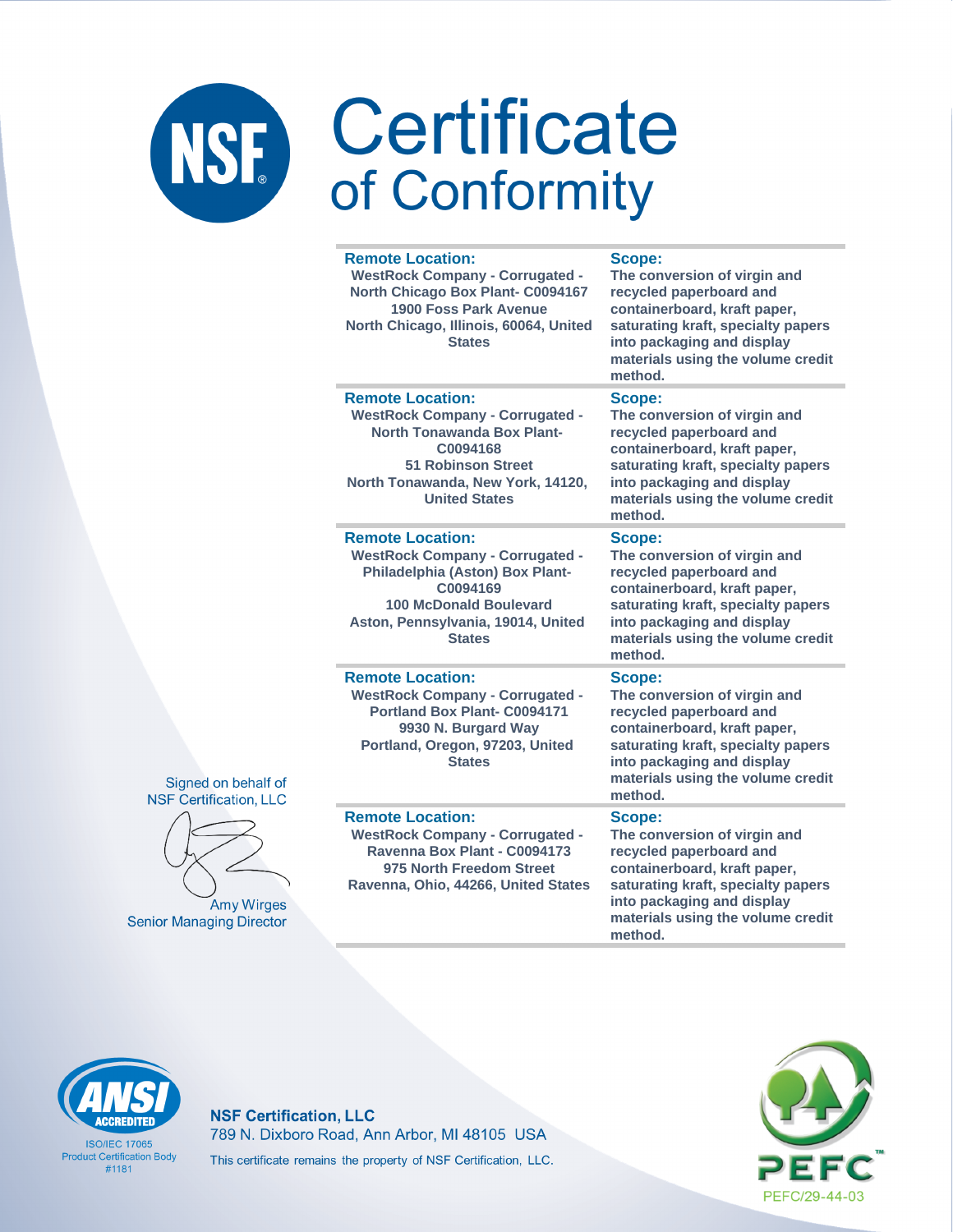# Certificate of Conformity

| Remote Location: | Scope: |
|---|---|
| WestRock Company - Corrugated - North Chicago Box Plant- C0094167<br>1900 Foss Park Avenue<br>North Chicago, Illinois, 60064, United States | The conversion of virgin and recycled paperboard and containerboard, kraft paper, saturating kraft, specialty papers into packaging and display materials using the volume credit method. |
| WestRock Company - Corrugated - North Tonawanda Box Plant- C0094168<br>51 Robinson Street<br>North Tonawanda, New York, 14120, United States | The conversion of virgin and recycled paperboard and containerboard, kraft paper, saturating kraft, specialty papers into packaging and display materials using the volume credit method. |
| WestRock Company - Corrugated - Philadelphia (Aston) Box Plant- C0094169<br>100 McDonald Boulevard<br>Aston, Pennsylvania, 19014, United States | The conversion of virgin and recycled paperboard and containerboard, kraft paper, saturating kraft, specialty papers into packaging and display materials using the volume credit method. |
| WestRock Company - Corrugated - Portland Box Plant- C0094171<br>9930 N. Burgard Way<br>Portland, Oregon, 97203, United States | The conversion of virgin and recycled paperboard and containerboard, kraft paper, saturating kraft, specialty papers into packaging and display materials using the volume credit method. |
| WestRock Company - Corrugated - Ravenna Box Plant - C0094173<br>975 North Freedom Street<br>Ravenna, Ohio, 44266, United States | The conversion of virgin and recycled paperboard and containerboard, kraft paper, saturating kraft, specialty papers into packaging and display materials using the volume credit method. |

Signed on behalf of
NSF Certification, LLC

Amy Wirges
Senior Managing Director

ANSI ACCREDITED
ISO/IEC 17065
Product Certification Body
#1181

**NSF Certification, LLC**
789 N. Dixboro Road, Ann Arbor, MI 48105 USA
This certificate remains the property of NSF Certification, LLC.

PEFC
PEFC/29-44-03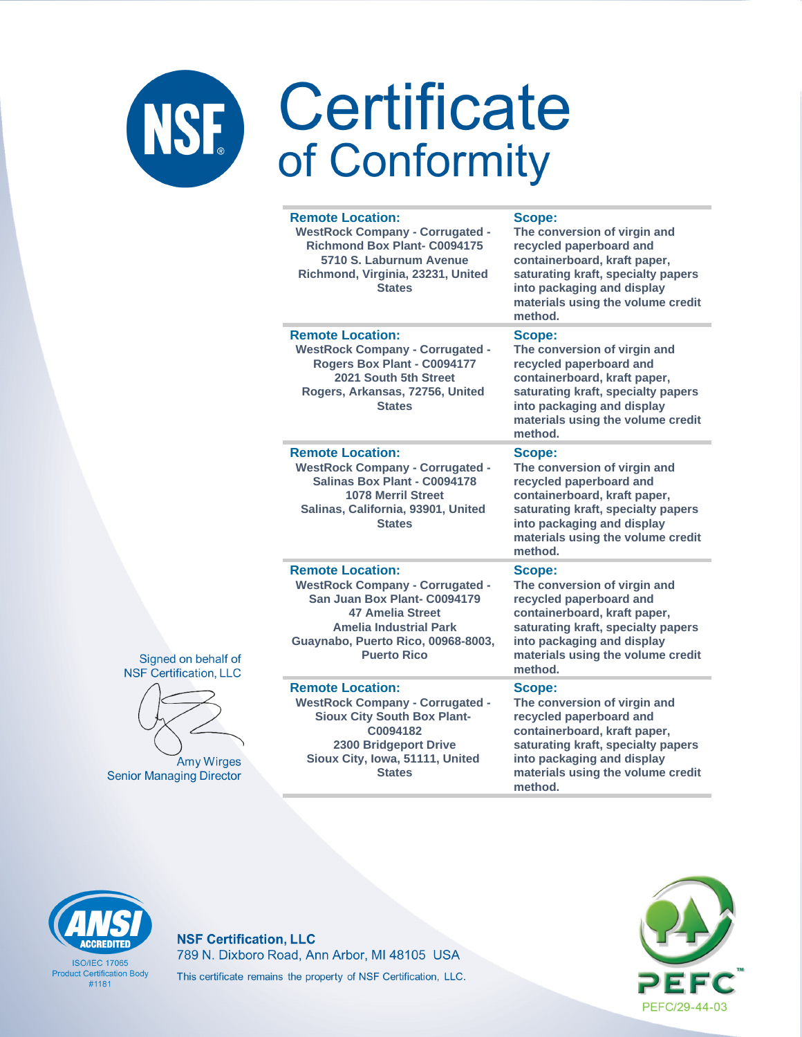# Certificate of Conformity

| Remote Location: | Scope: |
|---|---|
| WestRock Company - Corrugated - Richmond Box Plant- C0094175<br>5710 S. Laburnum Avenue<br>Richmond, Virginia, 23231, United States | The conversion of virgin and recycled paperboard and containerboard, kraft paper, saturating kraft, specialty papers into packaging and display materials using the volume credit method. |
| WestRock Company - Corrugated - Rogers Box Plant - C0094177<br>2021 South 5th Street<br>Rogers, Arkansas, 72756, United States | The conversion of virgin and recycled paperboard and containerboard, kraft paper, saturating kraft, specialty papers into packaging and display materials using the volume credit method. |
| WestRock Company - Corrugated - Salinas Box Plant - C0094178<br>1078 Merril Street<br>Salinas, California, 93901, United States | The conversion of virgin and recycled paperboard and containerboard, kraft paper, saturating kraft, specialty papers into packaging and display materials using the volume credit method. |
| WestRock Company - Corrugated - San Juan Box Plant- C0094179<br>47 Amelia Street<br>Amelia Industrial Park<br>Guaynabo, Puerto Rico, 00968-8003, Puerto Rico | The conversion of virgin and recycled paperboard and containerboard, kraft paper, saturating kraft, specialty papers into packaging and display materials using the volume credit method. |
| WestRock Company - Corrugated - Sioux City South Box Plant- C0094182<br>2300 Bridgeport Drive<br>Sioux City, Iowa, 51111, United States | The conversion of virgin and recycled paperboard and containerboard, kraft paper, saturating kraft, specialty papers into packaging and display materials using the volume credit method. |

Signed on behalf of NSF Certification, LLC

Amy Wirges
Senior Managing Director

ANSI ACCREDITED
ISO/IEC 17065
Product Certification Body
#1181

**NSF Certification, LLC**
789 N. Dixboro Road, Ann Arbor, MI 48105 USA
This certificate remains the property of NSF Certification, LLC.

PEFC
PEFC/29-44-03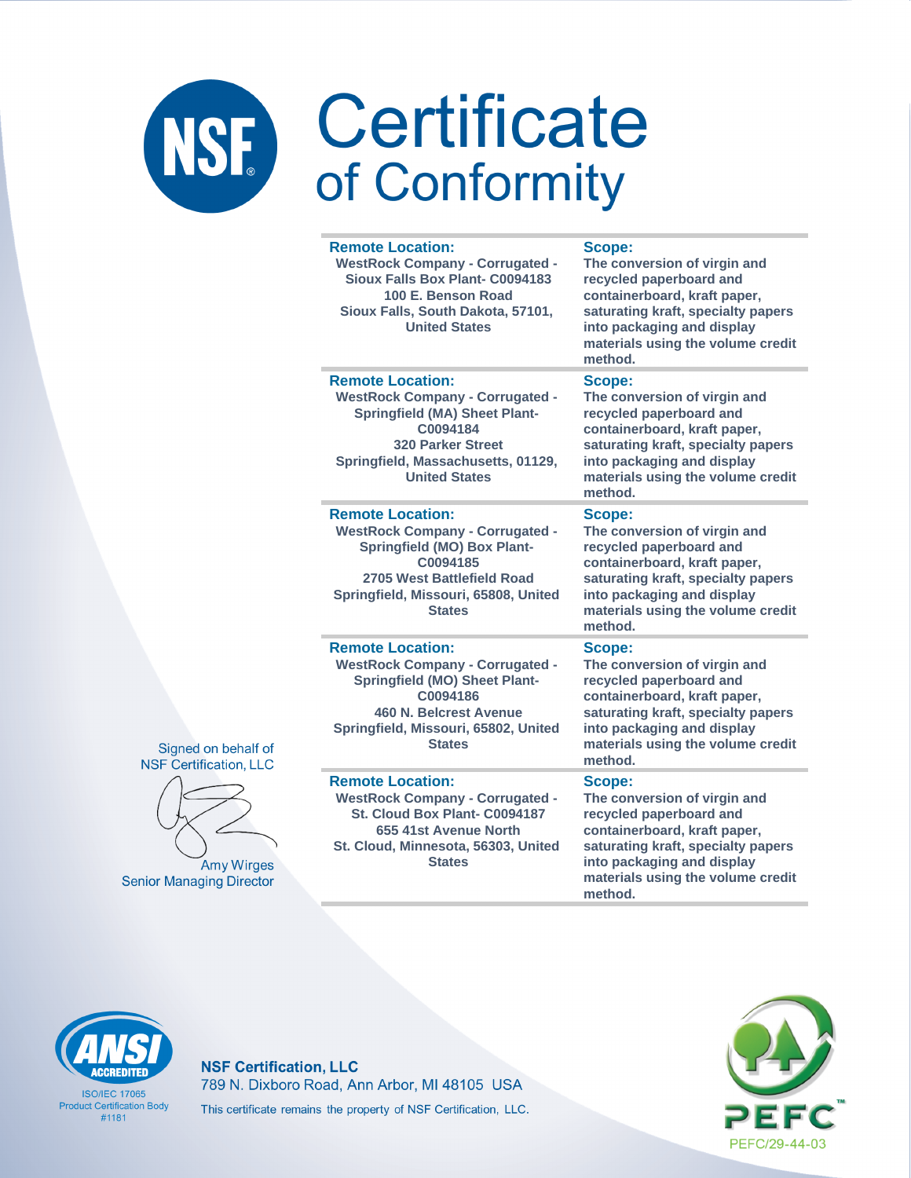# Certificate of Conformity

| Remote Location: | Scope: |
|---|---|
| WestRock Company - Corrugated - Sioux Falls Box Plant- C0094183<br>100 E. Benson Road<br>Sioux Falls, South Dakota, 57101, United States | The conversion of virgin and recycled paperboard and containerboard, kraft paper, saturating kraft, specialty papers into packaging and display materials using the volume credit method. |
| **Remote Location:** | **Scope:** |
| WestRock Company - Corrugated - Springfield (MA) Sheet Plant- C0094184<br>320 Parker Street<br>Springfield, Massachusetts, 01129, United States | The conversion of virgin and recycled paperboard and containerboard, kraft paper, saturating kraft, specialty papers into packaging and display materials using the volume credit method. |
| **Remote Location:** | **Scope:** |
| WestRock Company - Corrugated - Springfield (MO) Box Plant- C0094185<br>2705 West Battlefield Road<br>Springfield, Missouri, 65808, United States | The conversion of virgin and recycled paperboard and containerboard, kraft paper, saturating kraft, specialty papers into packaging and display materials using the volume credit method. |
| **Remote Location:** | **Scope:** |
| WestRock Company - Corrugated - Springfield (MO) Sheet Plant- C0094186<br>460 N. Belcrest Avenue<br>Springfield, Missouri, 65802, United States | The conversion of virgin and recycled paperboard and containerboard, kraft paper, saturating kraft, specialty papers into packaging and display materials using the volume credit method. |
| **Remote Location:** | **Scope:** |
| WestRock Company - Corrugated - St. Cloud Box Plant- C0094187<br>655 41st Avenue North<br>St. Cloud, Minnesota, 56303, United States | The conversion of virgin and recycled paperboard and containerboard, kraft paper, saturating kraft, specialty papers into packaging and display materials using the volume credit method. |

Signed on behalf of
NSF Certification, LLC

Amy Wirges
Senior Managing Director

ANSI ACCREDITED
ISO/IEC 17065
Product Certification Body
#1181

**NSF Certification, LLC**
789 N. Dixboro Road, Ann Arbor, MI 48105 USA
This certificate remains the property of NSF Certification, LLC.

PEFC
PEFC/29-44-03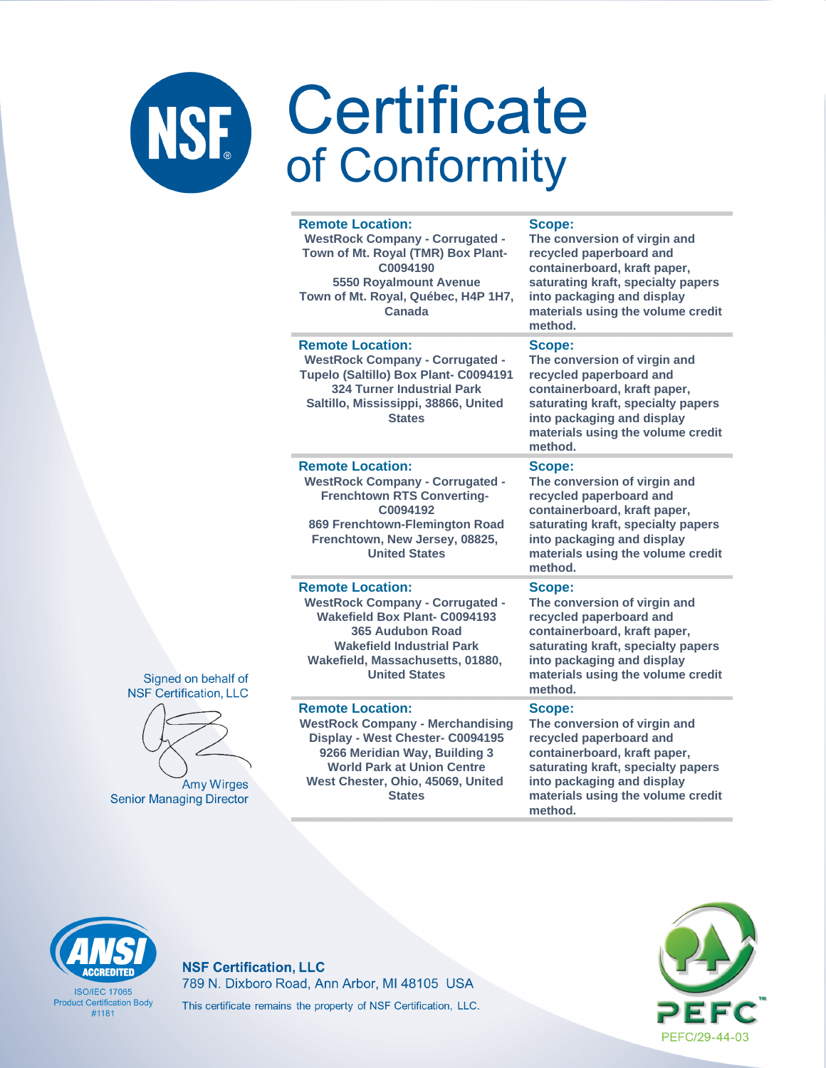# Certificate of Conformity

| Remote Location: | Scope: |
|---|---|
| WestRock Company - Corrugated - Town of Mt. Royal (TMR) Box Plant- C0094190<br>5550 Royalmount Avenue<br>Town of Mt. Royal, Québec, H4P 1H7, Canada | The conversion of virgin and recycled paperboard and containerboard, kraft paper, saturating kraft, specialty papers into packaging and display materials using the volume credit method. |
| WestRock Company - Corrugated - Tupelo (Saltillo) Box Plant- C0094191<br>324 Turner Industrial Park<br>Saltillo, Mississippi, 38866, United States | The conversion of virgin and recycled paperboard and containerboard, kraft paper, saturating kraft, specialty papers into packaging and display materials using the volume credit method. |
| WestRock Company - Corrugated - Frenchtown RTS Converting- C0094192<br>869 Frenchtown-Flemington Road<br>Frenchtown, New Jersey, 08825, United States | The conversion of virgin and recycled paperboard and containerboard, kraft paper, saturating kraft, specialty papers into packaging and display materials using the volume credit method. |
| WestRock Company - Corrugated - Wakefield Box Plant- C0094193<br>365 Audubon Road<br>Wakefield Industrial Park<br>Wakefield, Massachusetts, 01880, United States | The conversion of virgin and recycled paperboard and containerboard, kraft paper, saturating kraft, specialty papers into packaging and display materials using the volume credit method. |
| WestRock Company - Merchandising Display - West Chester- C0094195<br>9266 Meridian Way, Building 3<br>World Park at Union Centre<br>West Chester, Ohio, 45069, United States | The conversion of virgin and recycled paperboard and containerboard, kraft paper, saturating kraft, specialty papers into packaging and display materials using the volume credit method. |

Signed on behalf of NSF Certification, LLC

Amy Wirges
Senior Managing Director

ANSI ACCREDITED
ISO/IEC 17065
Product Certification Body
#1181

**NSF Certification, LLC**
789 N. Dixboro Road, Ann Arbor, MI 48105 USA
This certificate remains the property of NSF Certification, LLC.

PEFC
PEFC/29-44-03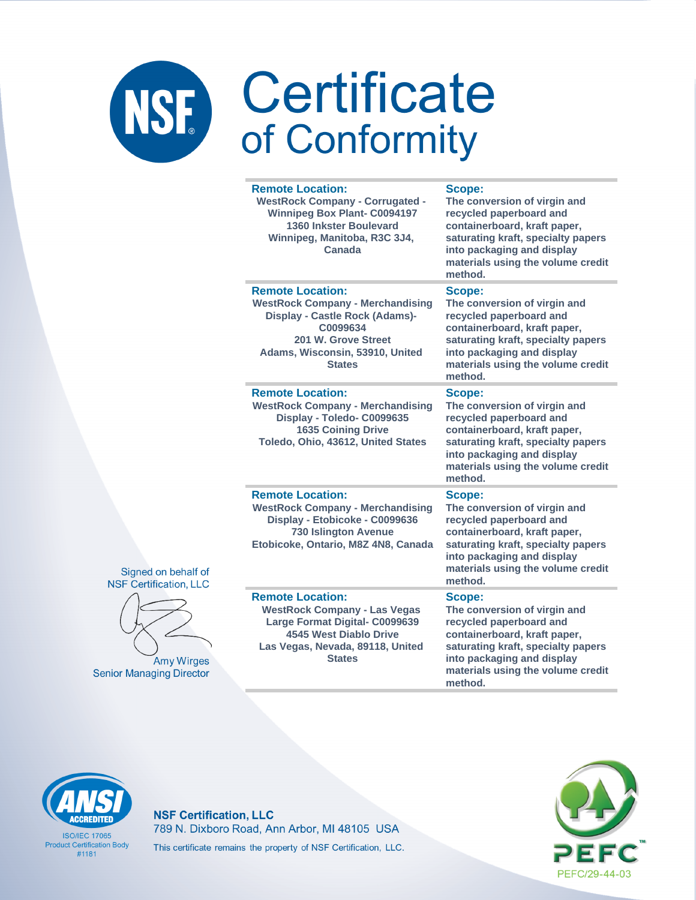# Certificate of Conformity

| Remote Location: | Scope: |
|---|---|
| WestRock Company - Corrugated - Winnipeg Box Plant- C0094197<br>1360 Inkster Boulevard<br>Winnipeg, Manitoba, R3C 3J4, Canada | The conversion of virgin and recycled paperboard and containerboard, kraft paper, saturating kraft, specialty papers into packaging and display materials using the volume credit method. |
| **Remote Location:** | **Scope:** |
| WestRock Company - Merchandising Display - Castle Rock (Adams)- C0099634<br>201 W. Grove Street<br>Adams, Wisconsin, 53910, United States | The conversion of virgin and recycled paperboard and containerboard, kraft paper, saturating kraft, specialty papers into packaging and display materials using the volume credit method. |
| **Remote Location:** | **Scope:** |
| WestRock Company - Merchandising Display - Toledo- C0099635<br>1635 Coining Drive<br>Toledo, Ohio, 43612, United States | The conversion of virgin and recycled paperboard and containerboard, kraft paper, saturating kraft, specialty papers into packaging and display materials using the volume credit method. |
| **Remote Location:** | **Scope:** |
| WestRock Company - Merchandising Display - Etobicoke - C0099636<br>730 Islington Avenue<br>Etobicoke, Ontario, M8Z 4N8, Canada | The conversion of virgin and recycled paperboard and containerboard, kraft paper, saturating kraft, specialty papers into packaging and display materials using the volume credit method. |
| **Remote Location:** | **Scope:** |
| WestRock Company - Las Vegas Large Format Digital- C0099639<br>4545 West Diablo Drive<br>Las Vegas, Nevada, 89118, United States | The conversion of virgin and recycled paperboard and containerboard, kraft paper, saturating kraft, specialty papers into packaging and display materials using the volume credit method. |

Signed on behalf of
NSF Certification, LLC

Amy Wirges
Senior Managing Director

ANSI ACCREDITED
ISO/IEC 17065
Product Certification Body
#1181

**NSF Certification, LLC**
789 N. Dixboro Road, Ann Arbor, MI 48105 USA
This certificate remains the property of NSF Certification, LLC.

PEFC
PEFC/29-44-03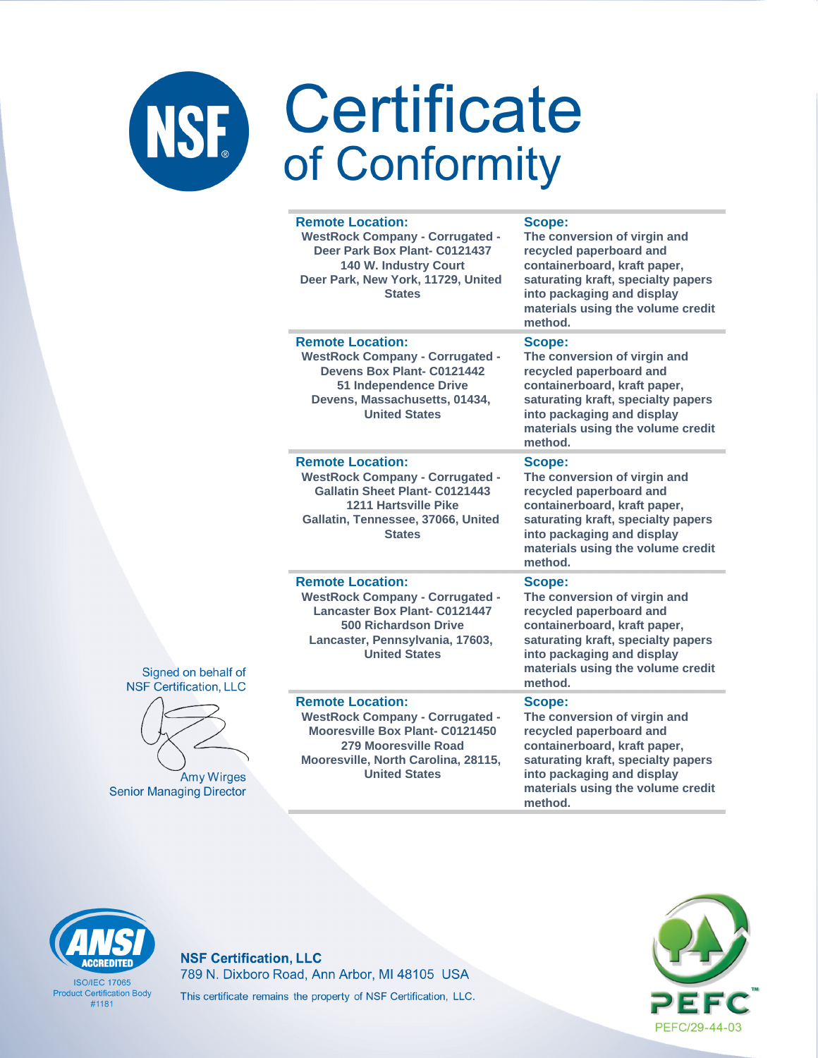# Certificate of Conformity

| Remote Location: | Scope: |
| --- | --- |
| WestRock Company - Corrugated - Deer Park Box Plant- C0121437<br>140 W. Industry Court<br>Deer Park, New York, 11729, United States | The conversion of virgin and recycled paperboard and containerboard, kraft paper, saturating kraft, specialty papers into packaging and display materials using the volume credit method. |
| **Remote Location:**<br>WestRock Company - Corrugated - Devens Box Plant- C0121442<br>51 Independence Drive<br>Devens, Massachusetts, 01434, United States | **Scope:**<br>The conversion of virgin and recycled paperboard and containerboard, kraft paper, saturating kraft, specialty papers into packaging and display materials using the volume credit method. |
| **Remote Location:**<br>WestRock Company - Corrugated - Gallatin Sheet Plant- C0121443<br>1211 Hartsville Pike<br>Gallatin, Tennessee, 37066, United States | **Scope:**<br>The conversion of virgin and recycled paperboard and containerboard, kraft paper, saturating kraft, specialty papers into packaging and display materials using the volume credit method. |
| **Remote Location:**<br>WestRock Company - Corrugated - Lancaster Box Plant- C0121447<br>500 Richardson Drive<br>Lancaster, Pennsylvania, 17603, United States | **Scope:**<br>The conversion of virgin and recycled paperboard and containerboard, kraft paper, saturating kraft, specialty papers into packaging and display materials using the volume credit method. |
| **Remote Location:**<br>WestRock Company - Corrugated - Mooresville Box Plant- C0121450<br>279 Mooresville Road<br>Mooresville, North Carolina, 28115, United States | **Scope:**<br>The conversion of virgin and recycled paperboard and containerboard, kraft paper, saturating kraft, specialty papers into packaging and display materials using the volume credit method. |

Signed on behalf of
NSF Certification, LLC

Amy Wirges
Senior Managing Director

ANSI ACCREDITED
ISO/IEC 17065
Product Certification Body
#1181

**NSF Certification, LLC**
789 N. Dixboro Road, Ann Arbor, MI 48105 USA
This certificate remains the property of NSF Certification, LLC.

PEFC
PEFC/29-44-03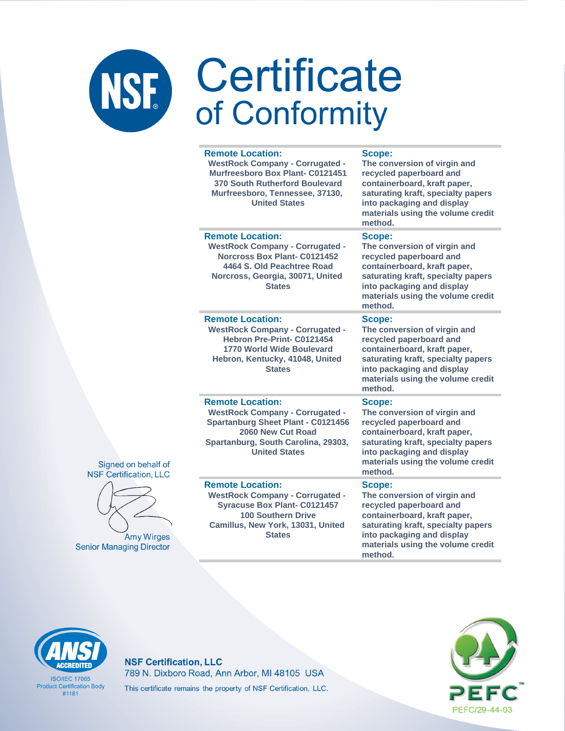# Certificate of Conformity

| Remote Location: | Scope: |
|---|---|
| WestRock Company - Corrugated - Murfreesboro Box Plant- C0121451<br>370 South Rutherford Boulevard<br>Murfreesboro, Tennessee, 37130, United States | The conversion of virgin and recycled paperboard and containerboard, kraft paper, saturating kraft, specialty papers into packaging and display materials using the volume credit method. |
| WestRock Company - Corrugated - Norcross Box Plant- C0121452<br>4464 S. Old Peachtree Road<br>Norcross, Georgia, 30071, United States | The conversion of virgin and recycled paperboard and containerboard, kraft paper, saturating kraft, specialty papers into packaging and display materials using the volume credit method. |
| WestRock Company - Corrugated - Hebron Pre-Print- C0121454<br>1770 World Wide Boulevard<br>Hebron, Kentucky, 41048, United States | The conversion of virgin and recycled paperboard and containerboard, kraft paper, saturating kraft, specialty papers into packaging and display materials using the volume credit method. |
| WestRock Company - Corrugated - Spartanburg Sheet Plant - C0121456<br>2060 New Cut Road<br>Spartanburg, South Carolina, 29303, United States | The conversion of virgin and recycled paperboard and containerboard, kraft paper, saturating kraft, specialty papers into packaging and display materials using the volume credit method. |
| WestRock Company - Corrugated - Syracuse Box Plant- C0121457<br>100 Southern Drive<br>Camillus, New York, 13031, United States | The conversion of virgin and recycled paperboard and containerboard, kraft paper, saturating kraft, specialty papers into packaging and display materials using the volume credit method. |

Signed on behalf of
NSF Certification, LLC

Amy Wirges
Senior Managing Director

ANSI ACCREDITED
ISO/IEC 17065
Product Certification Body
#1181

**NSF Certification, LLC**
789 N. Dixboro Road, Ann Arbor, MI 48105 USA
This certificate remains the property of NSF Certification, LLC.

PEFC
PEFC/29-44-03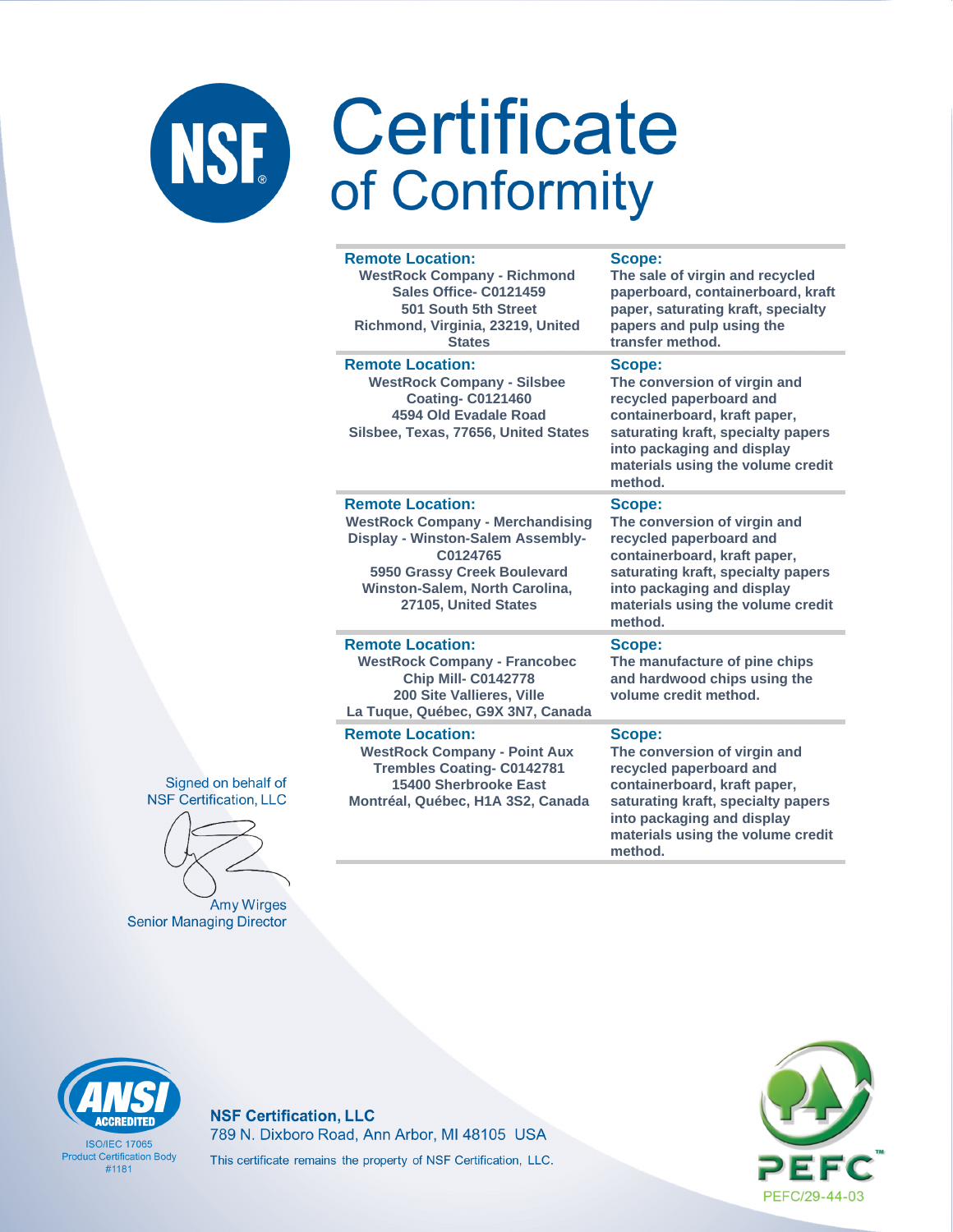# Certificate of Conformity

| Remote Location: | Scope: |
|---|---|
| WestRock Company - Richmond Sales Office- C0121459<br>501 South 5th Street<br>Richmond, Virginia, 23219, United States | The sale of virgin and recycled paperboard, containerboard, kraft paper, saturating kraft, specialty papers and pulp using the transfer method. |
| WestRock Company - Silsbee Coating- C0121460<br>4594 Old Evadale Road<br>Silsbee, Texas, 77656, United States | The conversion of virgin and recycled paperboard and containerboard, kraft paper, saturating kraft, specialty papers into packaging and display materials using the volume credit method. |
| WestRock Company - Merchandising Display - Winston-Salem Assembly- C0124765<br>5950 Grassy Creek Boulevard<br>Winston-Salem, North Carolina, 27105, United States | The conversion of virgin and recycled paperboard and containerboard, kraft paper, saturating kraft, specialty papers into packaging and display materials using the volume credit method. |
| WestRock Company - Francobec Chip Mill- C0142778<br>200 Site Vallieres, Ville<br>La Tuque, Québec, G9X 3N7, Canada | The manufacture of pine chips and hardwood chips using the volume credit method. |
| WestRock Company - Point Aux Trembles Coating- C0142781<br>15400 Sherbrooke East<br>Montréal, Québec, H1A 3S2, Canada | The conversion of virgin and recycled paperboard and containerboard, kraft paper, saturating kraft, specialty papers into packaging and display materials using the volume credit method. |

Signed on behalf of
NSF Certification, LLC

Amy Wirges
Senior Managing Director

ANSI ACCREDITED
ISO/IEC 17065
Product Certification Body
#1181

**NSF Certification, LLC**
789 N. Dixboro Road, Ann Arbor, MI 48105 USA
This certificate remains the property of NSF Certification, LLC.

PEFC
PEFC/29-44-03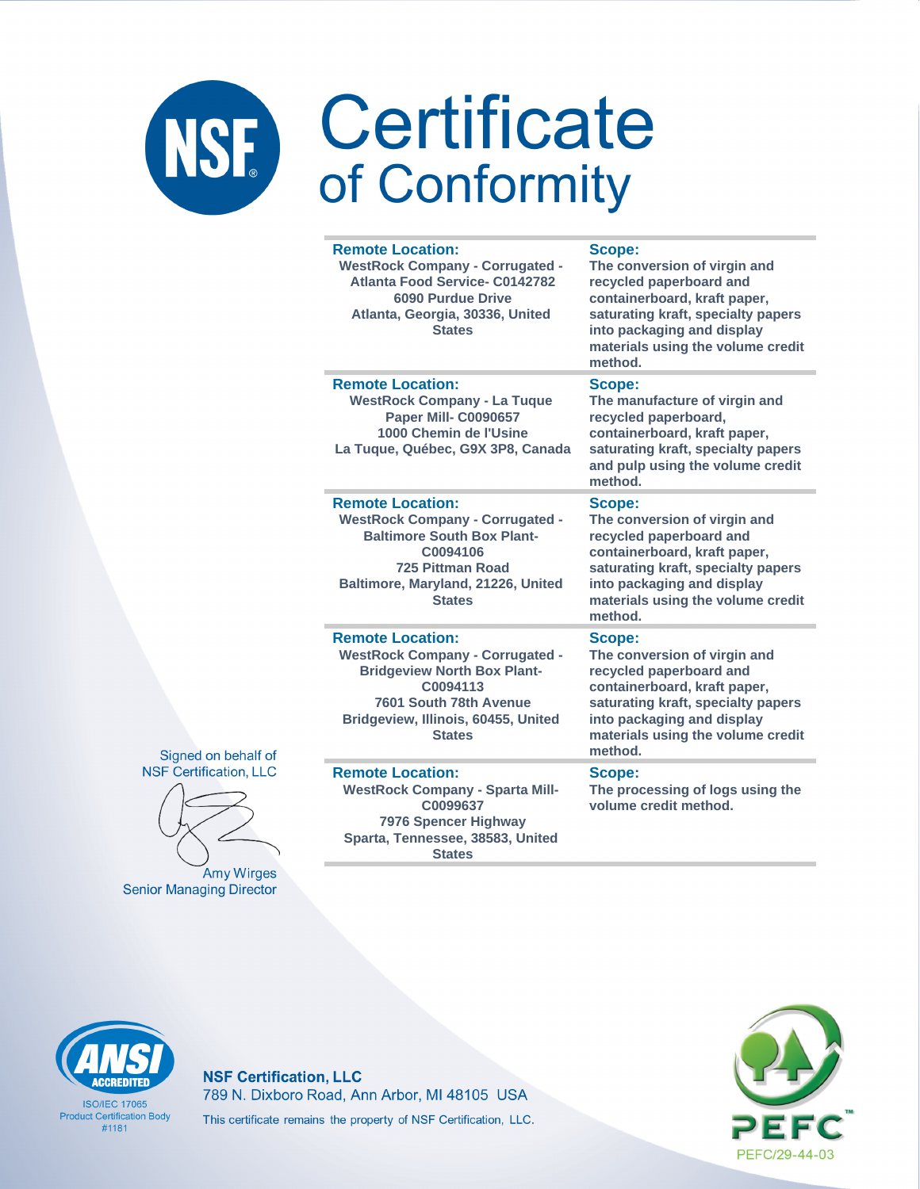# Certificate of Conformity

| Remote Location: | Scope: |
|---|---|
| WestRock Company - Corrugated - Atlanta Food Service- C0142782<br>6090 Purdue Drive<br>Atlanta, Georgia, 30336, United States | The conversion of virgin and recycled paperboard and containerboard, kraft paper, saturating kraft, specialty papers into packaging and display materials using the volume credit method. |
| WestRock Company - La Tuque Paper Mill- C0090657<br>1000 Chemin de l'Usine<br>La Tuque, Québec, G9X 3P8, Canada | The manufacture of virgin and recycled paperboard, containerboard, kraft paper, saturating kraft, specialty papers and pulp using the volume credit method. |
| WestRock Company - Corrugated - Baltimore South Box Plant- C0094106<br>725 Pittman Road<br>Baltimore, Maryland, 21226, United States | The conversion of virgin and recycled paperboard and containerboard, kraft paper, saturating kraft, specialty papers into packaging and display materials using the volume credit method. |
| WestRock Company - Corrugated - Bridgeview North Box Plant- C0094113<br>7601 South 78th Avenue<br>Bridgeview, Illinois, 60455, United States | The conversion of virgin and recycled paperboard and containerboard, kraft paper, saturating kraft, specialty papers into packaging and display materials using the volume credit method. |
| WestRock Company - Sparta Mill- C0099637<br>7976 Spencer Highway<br>Sparta, Tennessee, 38583, United States | The processing of logs using the volume credit method. |

Signed on behalf of
NSF Certification, LLC

Amy Wirges
Senior Managing Director

ANSI ACCREDITED
ISO/IEC 17065
Product Certification Body
#1181

**NSF Certification, LLC**
789 N. Dixboro Road, Ann Arbor, MI 48105 USA
This certificate remains the property of NSF Certification, LLC.

PEFC
PEFC/29-44-03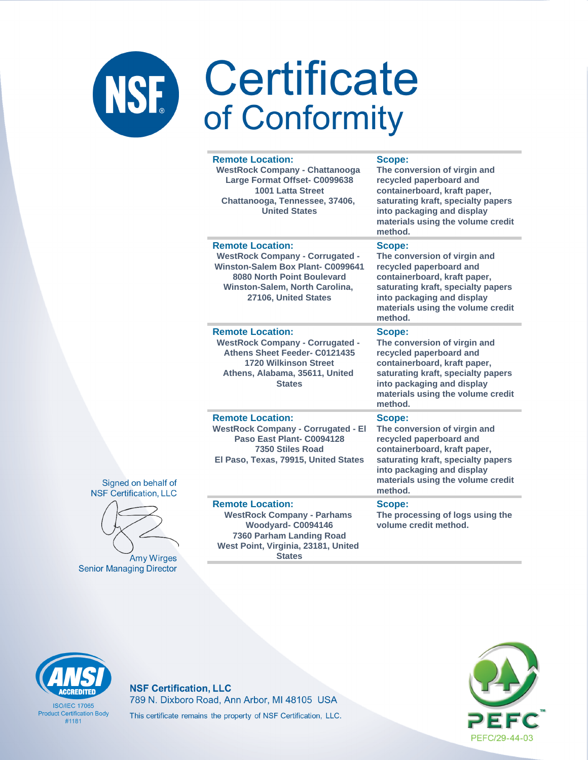# Certificate of Conformity

| Remote Location: | Scope: |
|---|---|
| WestRock Company - Chattanooga Large Format Offset- C0099638<br>1001 Latta Street<br>Chattanooga, Tennessee, 37406, United States | The conversion of virgin and recycled paperboard and containerboard, kraft paper, saturating kraft, specialty papers into packaging and display materials using the volume credit method. |
| WestRock Company - Corrugated - Winston-Salem Box Plant- C0099641<br>8080 North Point Boulevard<br>Winston-Salem, North Carolina, 27106, United States | The conversion of virgin and recycled paperboard and containerboard, kraft paper, saturating kraft, specialty papers into packaging and display materials using the volume credit method. |
| WestRock Company - Corrugated - Athens Sheet Feeder- C0121435<br>1720 Wilkinson Street<br>Athens, Alabama, 35611, United States | The conversion of virgin and recycled paperboard and containerboard, kraft paper, saturating kraft, specialty papers into packaging and display materials using the volume credit method. |
| WestRock Company - Corrugated - El Paso East Plant- C0094128<br>7350 Stiles Road<br>El Paso, Texas, 79915, United States | The conversion of virgin and recycled paperboard and containerboard, kraft paper, saturating kraft, specialty papers into packaging and display materials using the volume credit method. |
| WestRock Company - Parhams Woodyard- C0094146<br>7360 Parham Landing Road<br>West Point, Virginia, 23181, United States | The processing of logs using the volume credit method. |

Signed on behalf of
NSF Certification, LLC

Amy Wirges
Senior Managing Director

ANSI ACCREDITED
ISO/IEC 17065
Product Certification Body
#1181

**NSF Certification, LLC**
789 N. Dixboro Road, Ann Arbor, MI 48105 USA
This certificate remains the property of NSF Certification, LLC.

PEFC
PEFC/29-44-03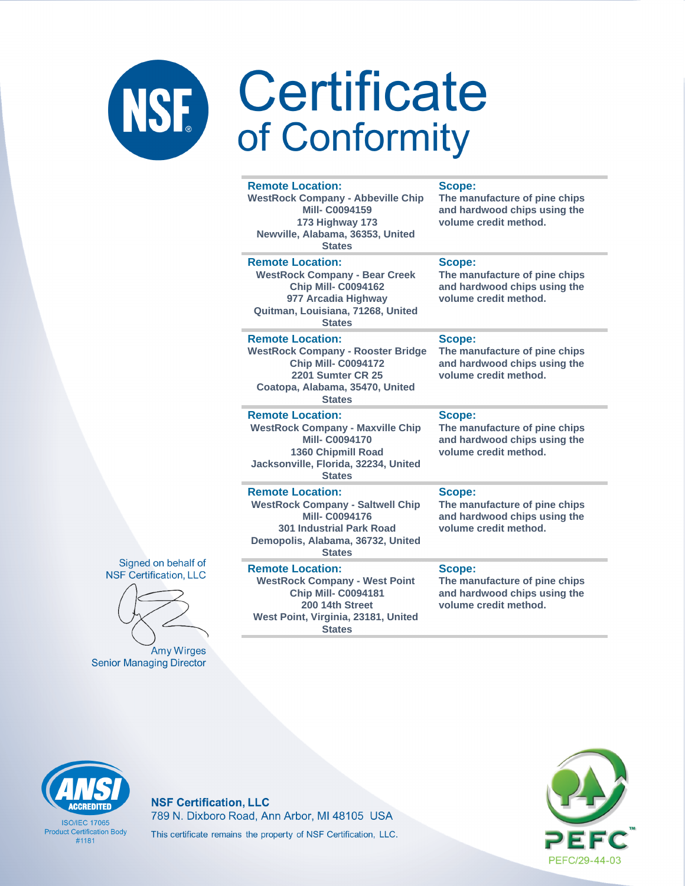# Certificate of Conformity

| Remote Location: | Scope: |
|---|---|
| WestRock Company - Abbeville Chip Mill- C0094159<br>173 Highway 173<br>Newville, Alabama, 36353, United States | The manufacture of pine chips and hardwood chips using the volume credit method. |
| WestRock Company - Bear Creek Chip Mill- C0094162<br>977 Arcadia Highway<br>Quitman, Louisiana, 71268, United States | The manufacture of pine chips and hardwood chips using the volume credit method. |
| WestRock Company - Rooster Bridge Chip Mill- C0094172<br>2201 Sumter CR 25<br>Coatopa, Alabama, 35470, United States | The manufacture of pine chips and hardwood chips using the volume credit method. |
| WestRock Company - Maxville Chip Mill- C0094170<br>1360 Chipmill Road<br>Jacksonville, Florida, 32234, United States | The manufacture of pine chips and hardwood chips using the volume credit method. |
| WestRock Company - Saltwell Chip Mill- C0094176<br>301 Industrial Park Road<br>Demopolis, Alabama, 36732, United States | The manufacture of pine chips and hardwood chips using the volume credit method. |
| WestRock Company - West Point Chip Mill- C0094181<br>200 14th Street<br>West Point, Virginia, 23181, United States | The manufacture of pine chips and hardwood chips using the volume credit method. |

Signed on behalf of NSF Certification, LLC

Amy Wirges
Senior Managing Director

ANSI ACCREDITED
ISO/IEC 17065
Product Certification Body
#1181

**NSF Certification, LLC**
789 N. Dixboro Road, Ann Arbor, MI 48105 USA
This certificate remains the property of NSF Certification, LLC.

PEFC
PEFC/29-44-03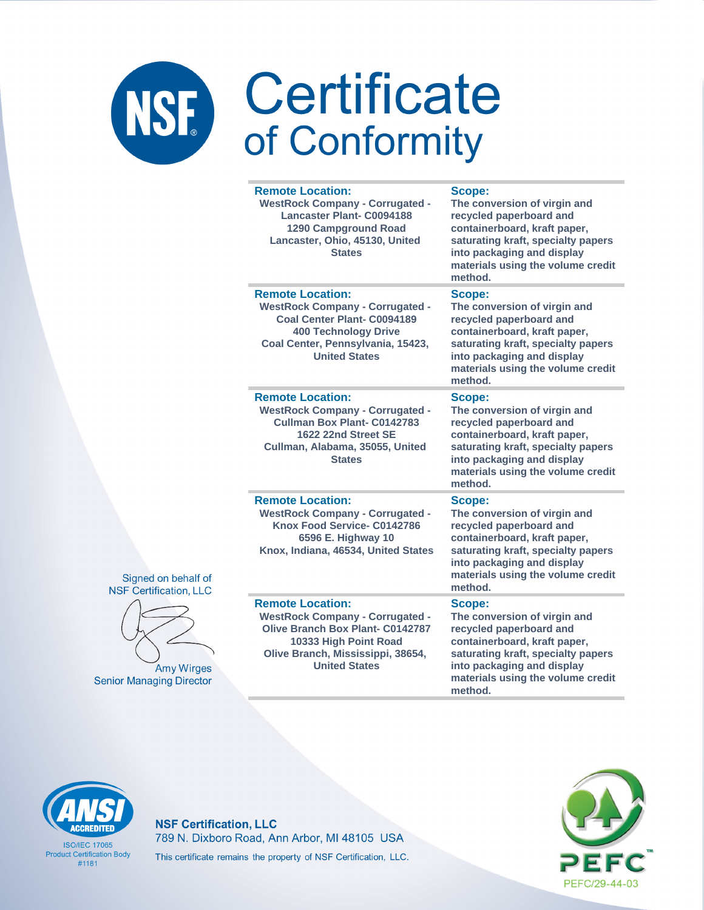# Certificate of Conformity

| Remote Location: | Scope: |
|---|---|
| WestRock Company - Corrugated - Lancaster Plant- C0094188<br>1290 Campground Road<br>Lancaster, Ohio, 45130, United States | The conversion of virgin and recycled paperboard and containerboard, kraft paper, saturating kraft, specialty papers into packaging and display materials using the volume credit method. |
| WestRock Company - Corrugated - Coal Center Plant- C0094189<br>400 Technology Drive<br>Coal Center, Pennsylvania, 15423, United States | The conversion of virgin and recycled paperboard and containerboard, kraft paper, saturating kraft, specialty papers into packaging and display materials using the volume credit method. |
| WestRock Company - Corrugated - Cullman Box Plant- C0142783<br>1622 22nd Street SE<br>Cullman, Alabama, 35055, United States | The conversion of virgin and recycled paperboard and containerboard, kraft paper, saturating kraft, specialty papers into packaging and display materials using the volume credit method. |
| WestRock Company - Corrugated - Knox Food Service- C0142786<br>6596 E. Highway 10<br>Knox, Indiana, 46534, United States | The conversion of virgin and recycled paperboard and containerboard, kraft paper, saturating kraft, specialty papers into packaging and display materials using the volume credit method. |
| WestRock Company - Corrugated - Olive Branch Box Plant- C0142787<br>10333 High Point Road<br>Olive Branch, Mississippi, 38654, United States | The conversion of virgin and recycled paperboard and containerboard, kraft paper, saturating kraft, specialty papers into packaging and display materials using the volume credit method. |

Signed on behalf of
NSF Certification, LLC

Amy Wirges
Senior Managing Director

ANSI ACCREDITED
ISO/IEC 17065
Product Certification Body
#1181

**NSF Certification, LLC**
789 N. Dixboro Road, Ann Arbor, MI 48105 USA
This certificate remains the property of NSF Certification, LLC.

PEFC/29-44-03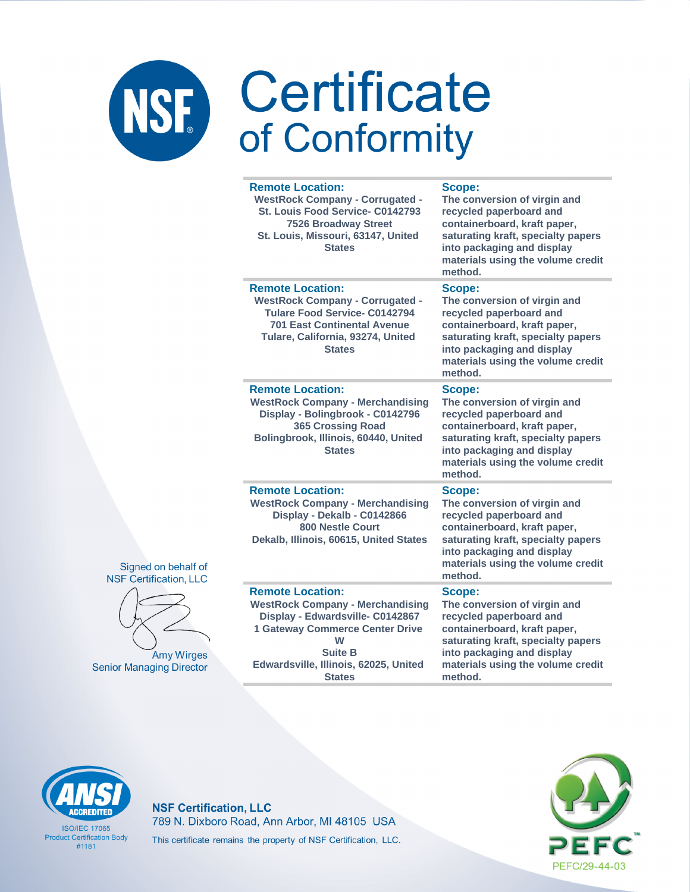# Certificate of Conformity

| Remote Location: | Scope: |
|---|---|
| WestRock Company - Corrugated - St. Louis Food Service- C0142793<br>7526 Broadway Street<br>St. Louis, Missouri, 63147, United States | The conversion of virgin and recycled paperboard and containerboard, kraft paper, saturating kraft, specialty papers into packaging and display materials using the volume credit method. |
| **Remote Location:**<br>WestRock Company - Corrugated - Tulare Food Service- C0142794<br>701 East Continental Avenue<br>Tulare, California, 93274, United States | **Scope:**<br>The conversion of virgin and recycled paperboard and containerboard, kraft paper, saturating kraft, specialty papers into packaging and display materials using the volume credit method. |
| **Remote Location:**<br>WestRock Company - Merchandising Display - Bolingbrook - C0142796<br>365 Crossing Road<br>Bolingbrook, Illinois, 60440, United States | **Scope:**<br>The conversion of virgin and recycled paperboard and containerboard, kraft paper, saturating kraft, specialty papers into packaging and display materials using the volume credit method. |
| **Remote Location:**<br>WestRock Company - Merchandising Display - Dekalb - C0142866<br>800 Nestle Court<br>Dekalb, Illinois, 60615, United States | **Scope:**<br>The conversion of virgin and recycled paperboard and containerboard, kraft paper, saturating kraft, specialty papers into packaging and display materials using the volume credit method. |
| **Remote Location:**<br>WestRock Company - Merchandising Display - Edwardsville- C0142867<br>1 Gateway Commerce Center Drive W<br>Suite B<br>Edwardsville, Illinois, 62025, United States | **Scope:**<br>The conversion of virgin and recycled paperboard and containerboard, kraft paper, saturating kraft, specialty papers into packaging and display materials using the volume credit method. |

Signed on behalf of
NSF Certification, LLC

Amy Wirges
Senior Managing Director

ANSI ACCREDITED
ISO/IEC 17065
Product Certification Body
#1181

**NSF Certification, LLC**
789 N. Dixboro Road, Ann Arbor, MI 48105 USA
This certificate remains the property of NSF Certification, LLC.

PEFC
PEFC/29-44-03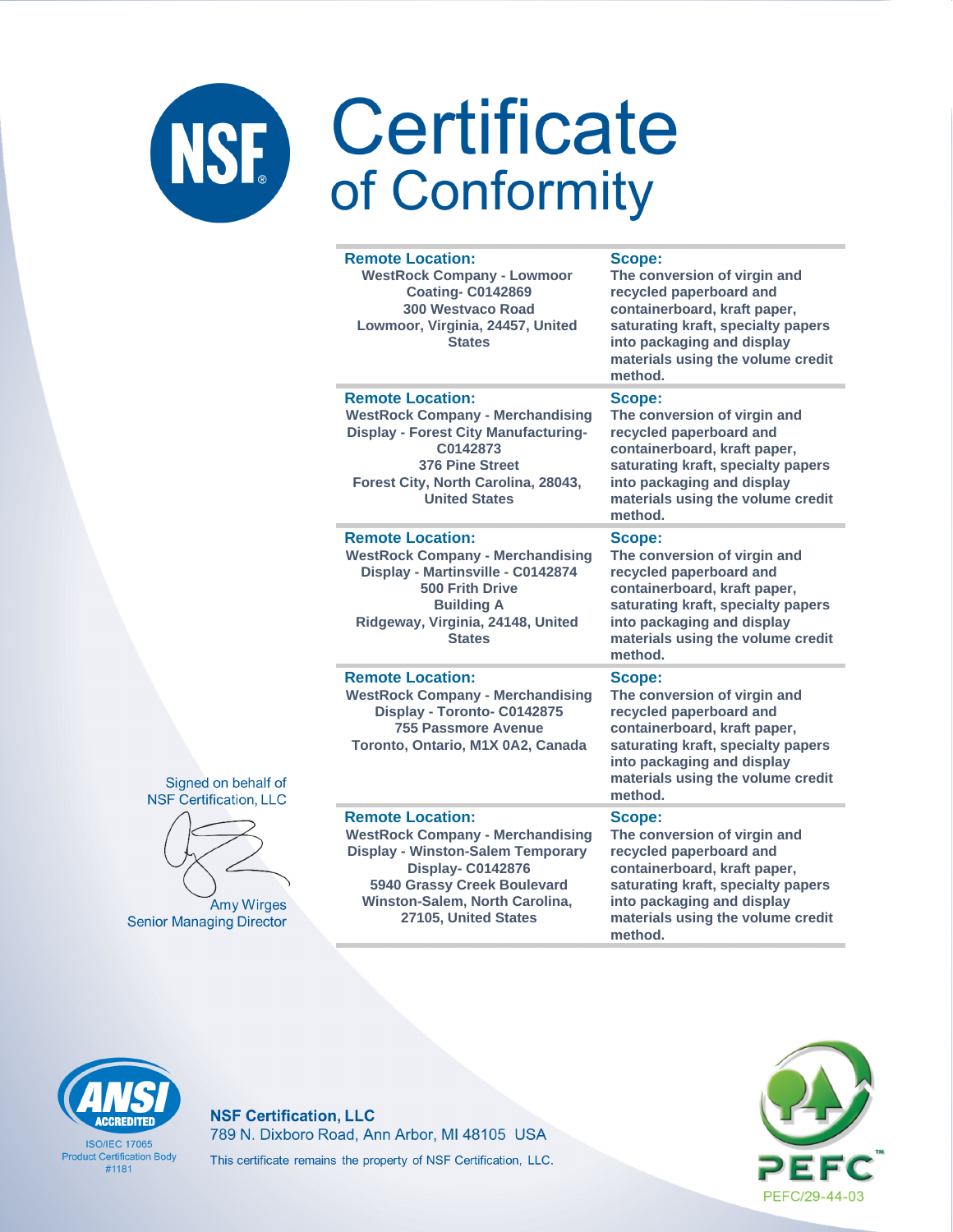# Certificate of Conformity

| Remote Location: | Scope: |
|---|---|
| WestRock Company - Lowmoor Coating- C0142869<br>300 Westvaco Road<br>Lowmoor, Virginia, 24457, United States | The conversion of virgin and recycled paperboard and containerboard, kraft paper, saturating kraft, specialty papers into packaging and display materials using the volume credit method. |
| WestRock Company - Merchandising Display - Forest City Manufacturing- C0142873<br>376 Pine Street<br>Forest City, North Carolina, 28043, United States | The conversion of virgin and recycled paperboard and containerboard, kraft paper, saturating kraft, specialty papers into packaging and display materials using the volume credit method. |
| WestRock Company - Merchandising Display - Martinsville - C0142874<br>500 Frith Drive<br>Building A<br>Ridgeway, Virginia, 24148, United States | The conversion of virgin and recycled paperboard and containerboard, kraft paper, saturating kraft, specialty papers into packaging and display materials using the volume credit method. |
| WestRock Company - Merchandising Display - Toronto- C0142875<br>755 Passmore Avenue<br>Toronto, Ontario, M1X 0A2, Canada | The conversion of virgin and recycled paperboard and containerboard, kraft paper, saturating kraft, specialty papers into packaging and display materials using the volume credit method. |
| WestRock Company - Merchandising Display - Winston-Salem Temporary Display- C0142876<br>5940 Grassy Creek Boulevard<br>Winston-Salem, North Carolina, 27105, United States | The conversion of virgin and recycled paperboard and containerboard, kraft paper, saturating kraft, specialty papers into packaging and display materials using the volume credit method. |

Signed on behalf of NSF Certification, LLC

Amy Wirges
Senior Managing Director

ANSI ACCREDITED
ISO/IEC 17065
Product Certification Body
#1181

**NSF Certification, LLC**
789 N. Dixboro Road, Ann Arbor, MI 48105 USA
This certificate remains the property of NSF Certification, LLC.

PEFC/29-44-03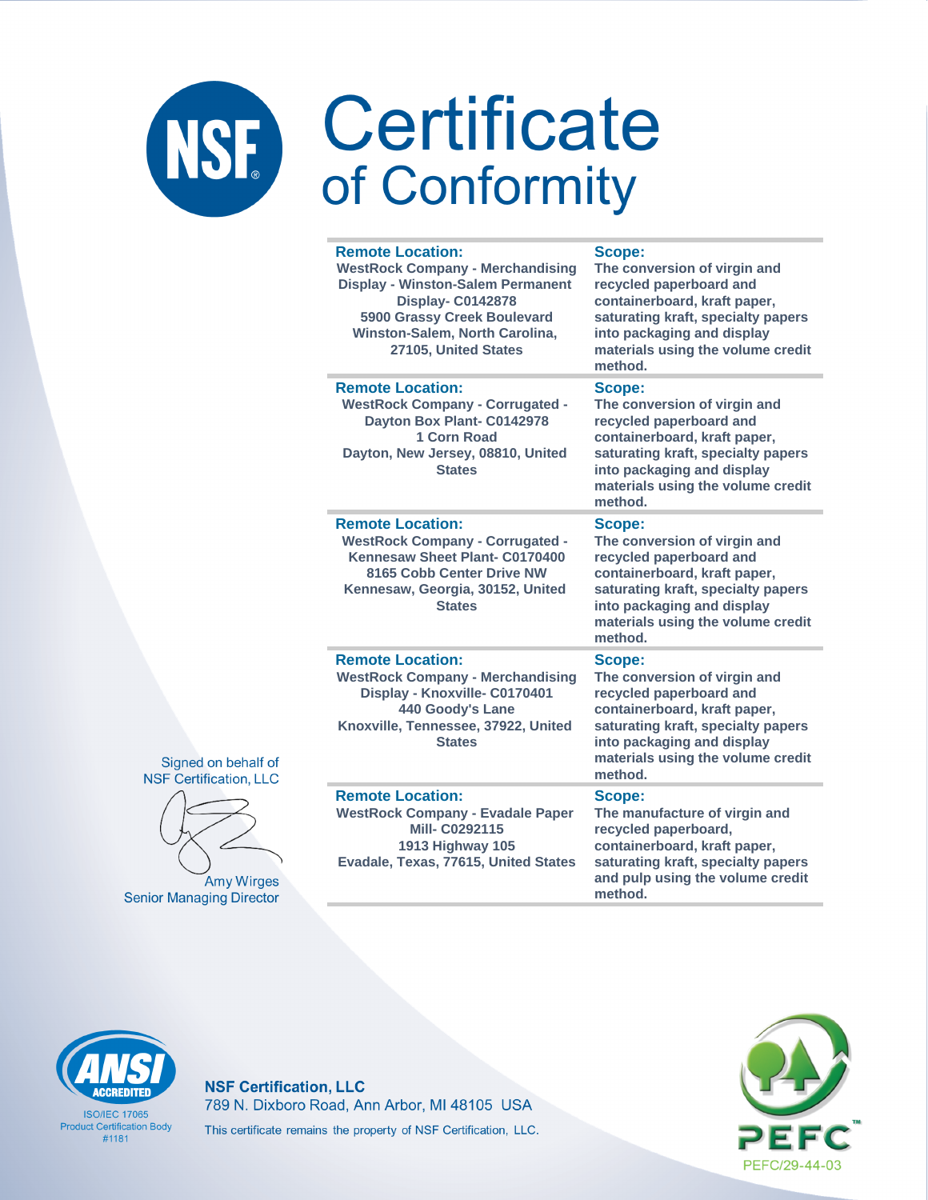# Certificate of Conformity

| Remote Location: | Scope: |
| --- | --- |
| WestRock Company - Merchandising Display - Winston-Salem Permanent Display- C0142878<br>5900 Grassy Creek Boulevard<br>Winston-Salem, North Carolina, 27105, United States | The conversion of virgin and recycled paperboard and containerboard, kraft paper, saturating kraft, specialty papers into packaging and display materials using the volume credit method. |
| **Remote Location:** | **Scope:** |
| WestRock Company - Corrugated - Dayton Box Plant- C0142978<br>1 Corn Road<br>Dayton, New Jersey, 08810, United States | The conversion of virgin and recycled paperboard and containerboard, kraft paper, saturating kraft, specialty papers into packaging and display materials using the volume credit method. |
| **Remote Location:** | **Scope:** |
| WestRock Company - Corrugated - Kennesaw Sheet Plant- C0170400<br>8165 Cobb Center Drive NW<br>Kennesaw, Georgia, 30152, United States | The conversion of virgin and recycled paperboard and containerboard, kraft paper, saturating kraft, specialty papers into packaging and display materials using the volume credit method. |
| **Remote Location:** | **Scope:** |
| WestRock Company - Merchandising Display - Knoxville- C0170401<br>440 Goody's Lane<br>Knoxville, Tennessee, 37922, United States | The conversion of virgin and recycled paperboard and containerboard, kraft paper, saturating kraft, specialty papers into packaging and display materials using the volume credit method. |
| **Remote Location:** | **Scope:** |
| WestRock Company - Evadale Paper Mill- C0292115<br>1913 Highway 105<br>Evadale, Texas, 77615, United States | The manufacture of virgin and recycled paperboard, containerboard, kraft paper, saturating kraft, specialty papers and pulp using the volume credit method. |

Signed on behalf of
NSF Certification, LLC

Amy Wirges
Senior Managing Director

ANSI ACCREDITED
ISO/IEC 17065
Product Certification Body
#1181

**NSF Certification, LLC**
789 N. Dixboro Road, Ann Arbor, MI 48105 USA
This certificate remains the property of NSF Certification, LLC.

PEFC
PEFC/29-44-03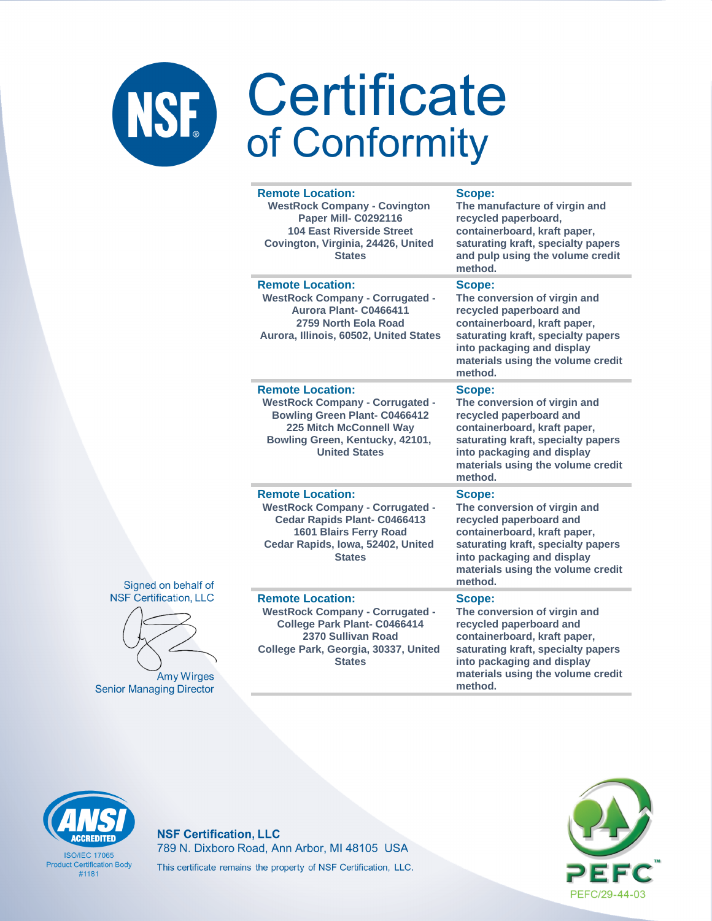# Certificate of Conformity

| Remote Location: | Scope: |
|---|---|
| WestRock Company - Covington Paper Mill- C0292116<br>104 East Riverside Street<br>Covington, Virginia, 24426, United States | The manufacture of virgin and recycled paperboard, containerboard, kraft paper, saturating kraft, specialty papers and pulp using the volume credit method. |
| WestRock Company - Corrugated - Aurora Plant- C0466411<br>2759 North Eola Road<br>Aurora, Illinois, 60502, United States | The conversion of virgin and recycled paperboard and containerboard, kraft paper, saturating kraft, specialty papers into packaging and display materials using the volume credit method. |
| WestRock Company - Corrugated - Bowling Green Plant- C0466412<br>225 Mitch McConnell Way<br>Bowling Green, Kentucky, 42101, United States | The conversion of virgin and recycled paperboard and containerboard, kraft paper, saturating kraft, specialty papers into packaging and display materials using the volume credit method. |
| WestRock Company - Corrugated - Cedar Rapids Plant- C0466413<br>1601 Blairs Ferry Road<br>Cedar Rapids, Iowa, 52402, United States | The conversion of virgin and recycled paperboard and containerboard, kraft paper, saturating kraft, specialty papers into packaging and display materials using the volume credit method. |
| WestRock Company - Corrugated - College Park Plant- C0466414<br>2370 Sullivan Road<br>College Park, Georgia, 30337, United States | The conversion of virgin and recycled paperboard and containerboard, kraft paper, saturating kraft, specialty papers into packaging and display materials using the volume credit method. |

Signed on behalf of
NSF Certification, LLC

Amy Wirges
Senior Managing Director

ANSI ACCREDITED
ISO/IEC 17065
Product Certification Body
#1181

**NSF Certification, LLC**
789 N. Dixboro Road, Ann Arbor, MI 48105 USA
This certificate remains the property of NSF Certification, LLC.

PEFC
PEFC/29-44-03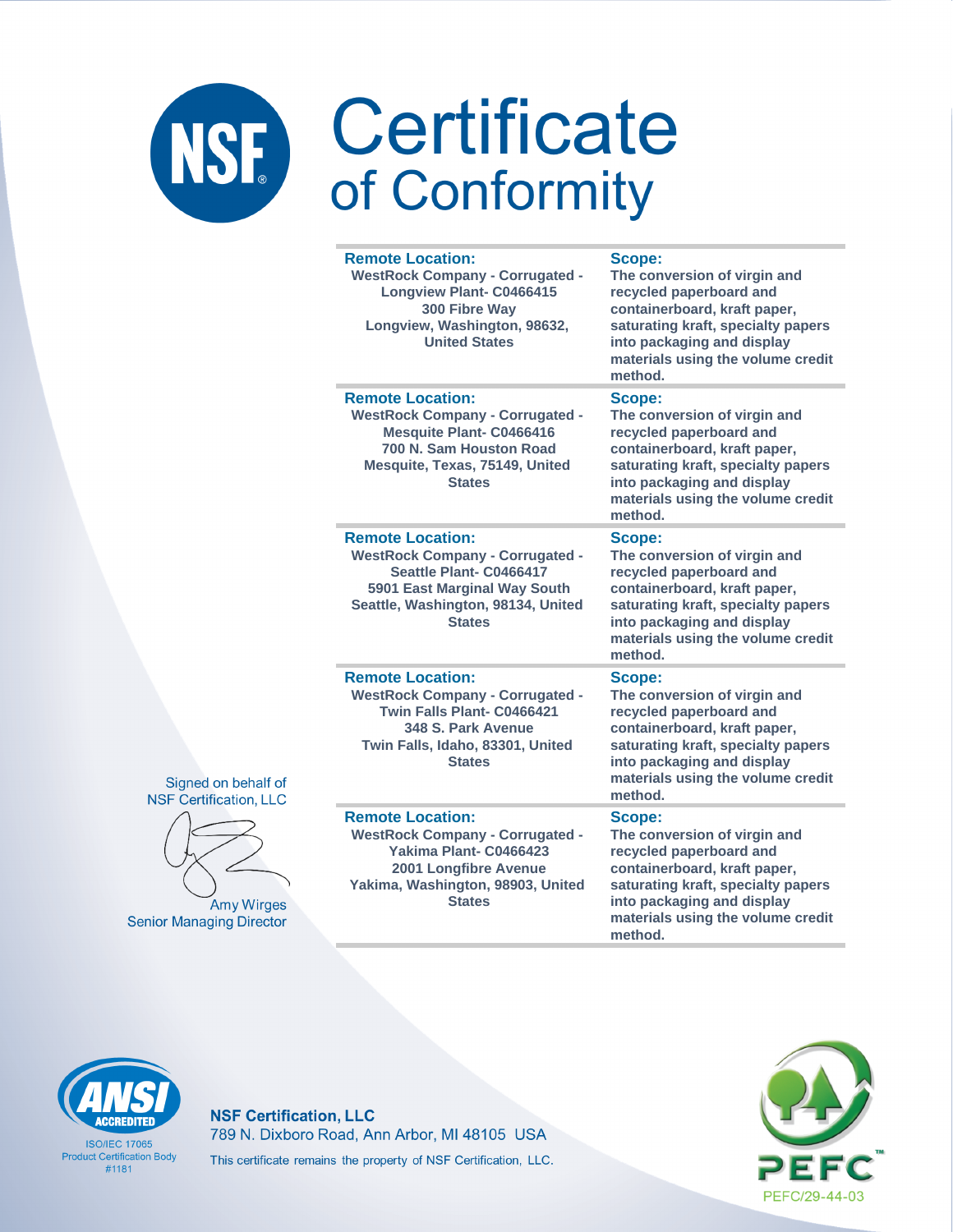# Certificate of Conformity

| Remote Location: | Scope: |
| --- | --- |
| WestRock Company - Corrugated - Longview Plant- C0466415<br>300 Fibre Way<br>Longview, Washington, 98632, United States | The conversion of virgin and recycled paperboard and containerboard, kraft paper, saturating kraft, specialty papers into packaging and display materials using the volume credit method. |
| WestRock Company - Corrugated - Mesquite Plant- C0466416<br>700 N. Sam Houston Road<br>Mesquite, Texas, 75149, United States | The conversion of virgin and recycled paperboard and containerboard, kraft paper, saturating kraft, specialty papers into packaging and display materials using the volume credit method. |
| WestRock Company - Corrugated - Seattle Plant- C0466417<br>5901 East Marginal Way South<br>Seattle, Washington, 98134, United States | The conversion of virgin and recycled paperboard and containerboard, kraft paper, saturating kraft, specialty papers into packaging and display materials using the volume credit method. |
| WestRock Company - Corrugated - Twin Falls Plant- C0466421<br>348 S. Park Avenue<br>Twin Falls, Idaho, 83301, United States | The conversion of virgin and recycled paperboard and containerboard, kraft paper, saturating kraft, specialty papers into packaging and display materials using the volume credit method. |
| WestRock Company - Corrugated - Yakima Plant- C0466423<br>2001 Longfibre Avenue<br>Yakima, Washington, 98903, United States | The conversion of virgin and recycled paperboard and containerboard, kraft paper, saturating kraft, specialty papers into packaging and display materials using the volume credit method. |

Signed on behalf of
NSF Certification, LLC

Amy Wirges
Senior Managing Director

ANSI ACCREDITED
ISO/IEC 17065
Product Certification Body
#1181

**NSF Certification, LLC**
789 N. Dixboro Road, Ann Arbor, MI 48105 USA
This certificate remains the property of NSF Certification, LLC.

PEFC/29-44-03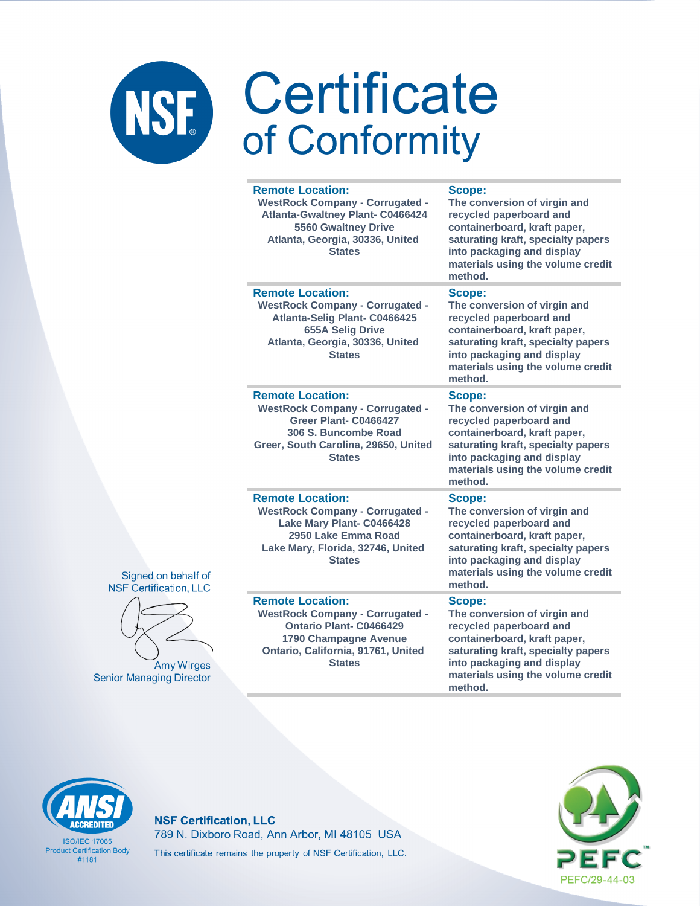# Certificate of Conformity

| Remote Location: | Scope: |
|---|---|
| WestRock Company - Corrugated - Atlanta-Gwaltney Plant- C0466424<br>5560 Gwaltney Drive<br>Atlanta, Georgia, 30336, United States | The conversion of virgin and recycled paperboard and containerboard, kraft paper, saturating kraft, specialty papers into packaging and display materials using the volume credit method. |
| WestRock Company - Corrugated - Atlanta-Selig Plant- C0466425<br>655A Selig Drive<br>Atlanta, Georgia, 30336, United States | The conversion of virgin and recycled paperboard and containerboard, kraft paper, saturating kraft, specialty papers into packaging and display materials using the volume credit method. |
| WestRock Company - Corrugated - Greer Plant- C0466427<br>306 S. Buncombe Road<br>Greer, South Carolina, 29650, United States | The conversion of virgin and recycled paperboard and containerboard, kraft paper, saturating kraft, specialty papers into packaging and display materials using the volume credit method. |
| WestRock Company - Corrugated - Lake Mary Plant- C0466428<br>2950 Lake Emma Road<br>Lake Mary, Florida, 32746, United States | The conversion of virgin and recycled paperboard and containerboard, kraft paper, saturating kraft, specialty papers into packaging and display materials using the volume credit method. |
| WestRock Company - Corrugated - Ontario Plant- C0466429<br>1790 Champagne Avenue<br>Ontario, California, 91761, United States | The conversion of virgin and recycled paperboard and containerboard, kraft paper, saturating kraft, specialty papers into packaging and display materials using the volume credit method. |

Signed on behalf of
NSF Certification, LLC

Amy Wirges
Senior Managing Director

ANSI ACCREDITED
ISO/IEC 17065
Product Certification Body
#1181

**NSF Certification, LLC**
789 N. Dixboro Road, Ann Arbor, MI 48105 USA
This certificate remains the property of NSF Certification, LLC.

PEFC/29-44-03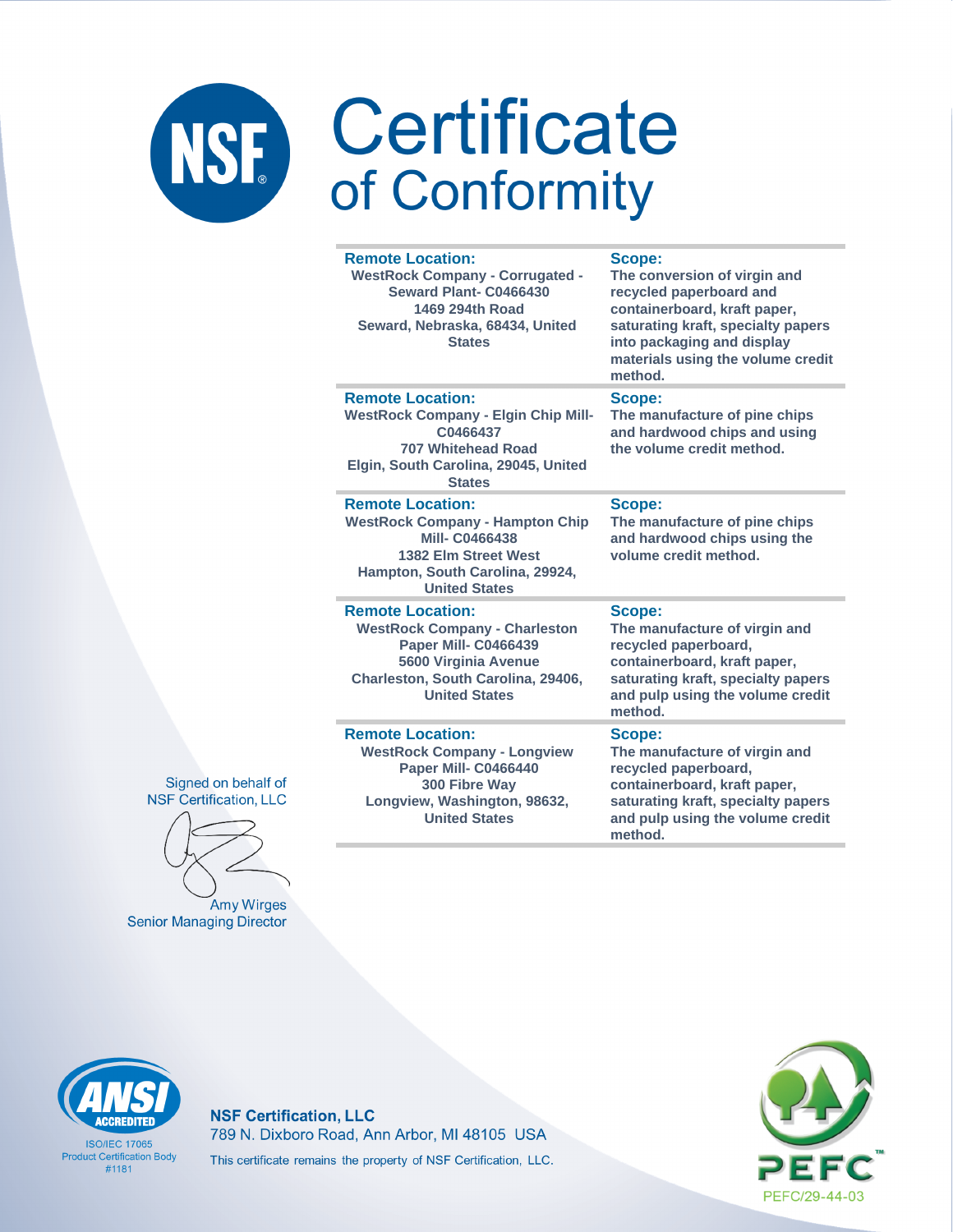# Certificate of Conformity

| Remote Location: | Scope: |
|---|---|
| WestRock Company - Corrugated - Seward Plant- C0466430<br>1469 294th Road<br>Seward, Nebraska, 68434, United States | The conversion of virgin and recycled paperboard and containerboard, kraft paper, saturating kraft, specialty papers into packaging and display materials using the volume credit method. |
| WestRock Company - Elgin Chip Mill- C0466437<br>707 Whitehead Road<br>Elgin, South Carolina, 29045, United States | The manufacture of pine chips and hardwood chips and using the volume credit method. |
| WestRock Company - Hampton Chip Mill- C0466438<br>1382 Elm Street West<br>Hampton, South Carolina, 29924, United States | The manufacture of pine chips and hardwood chips using the volume credit method. |
| WestRock Company - Charleston Paper Mill- C0466439<br>5600 Virginia Avenue<br>Charleston, South Carolina, 29406, United States | The manufacture of virgin and recycled paperboard, containerboard, kraft paper, saturating kraft, specialty papers and pulp using the volume credit method. |
| WestRock Company - Longview Paper Mill- C0466440<br>300 Fibre Way<br>Longview, Washington, 98632, United States | The manufacture of virgin and recycled paperboard, containerboard, kraft paper, saturating kraft, specialty papers and pulp using the volume credit method. |

Signed on behalf of
NSF Certification, LLC

Amy Wirges
Senior Managing Director

ANSI ACCREDITED
ISO/IEC 17065
Product Certification Body
#1181

**NSF Certification, LLC**
789 N. Dixboro Road, Ann Arbor, MI 48105 USA
This certificate remains the property of NSF Certification, LLC.

PEFC
PEFC/29-44-03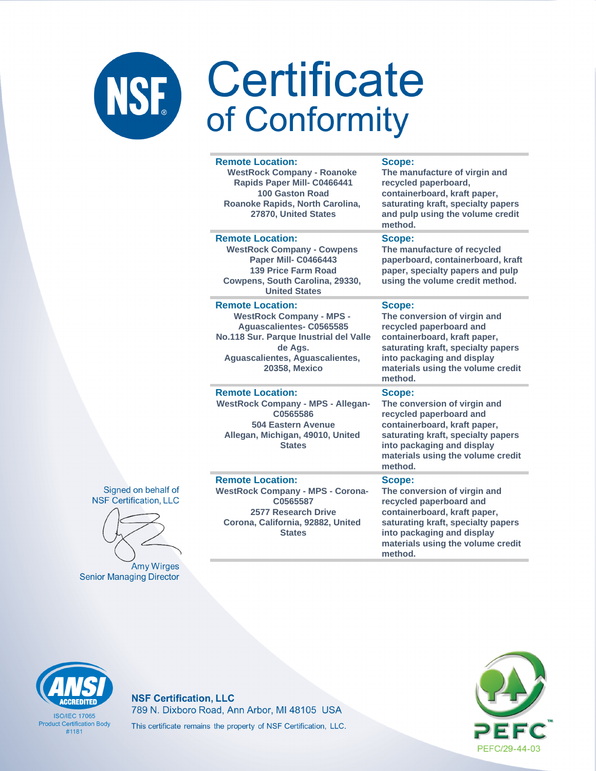# Certificate of Conformity

| Remote Location: | Scope: |
|---|---|
| WestRock Company - Roanoke Rapids Paper Mill- C0466441<br>100 Gaston Road<br>Roanoke Rapids, North Carolina, 27870, United States | The manufacture of virgin and recycled paperboard, containerboard, kraft paper, saturating kraft, specialty papers and pulp using the volume credit method. |
| WestRock Company - Cowpens Paper Mill- C0466443<br>139 Price Farm Road<br>Cowpens, South Carolina, 29330, United States | The manufacture of recycled paperboard, containerboard, kraft paper, specialty papers and pulp using the volume credit method. |
| WestRock Company - MPS - Aguascalientes- C0565585<br>No.118 Sur. Parque Inustrial del Valle de Ags.<br>Aguascalientes, Aguascalientes, 20358, Mexico | The conversion of virgin and recycled paperboard and containerboard, kraft paper, saturating kraft, specialty papers into packaging and display materials using the volume credit method. |
| WestRock Company - MPS - Allegan- C0565586<br>504 Eastern Avenue<br>Allegan, Michigan, 49010, United States | The conversion of virgin and recycled paperboard and containerboard, kraft paper, saturating kraft, specialty papers into packaging and display materials using the volume credit method. |
| WestRock Company - MPS - Corona- C0565587<br>2577 Research Drive<br>Corona, California, 92882, United States | The conversion of virgin and recycled paperboard and containerboard, kraft paper, saturating kraft, specialty papers into packaging and display materials using the volume credit method. |

Signed on behalf of
NSF Certification, LLC

Amy Wirges
Senior Managing Director

ANSI ACCREDITED
ISO/IEC 17065
Product Certification Body
#1181

**NSF Certification, LLC**
789 N. Dixboro Road, Ann Arbor, MI 48105 USA
This certificate remains the property of NSF Certification, LLC.

PEFC
PEFC/29-44-03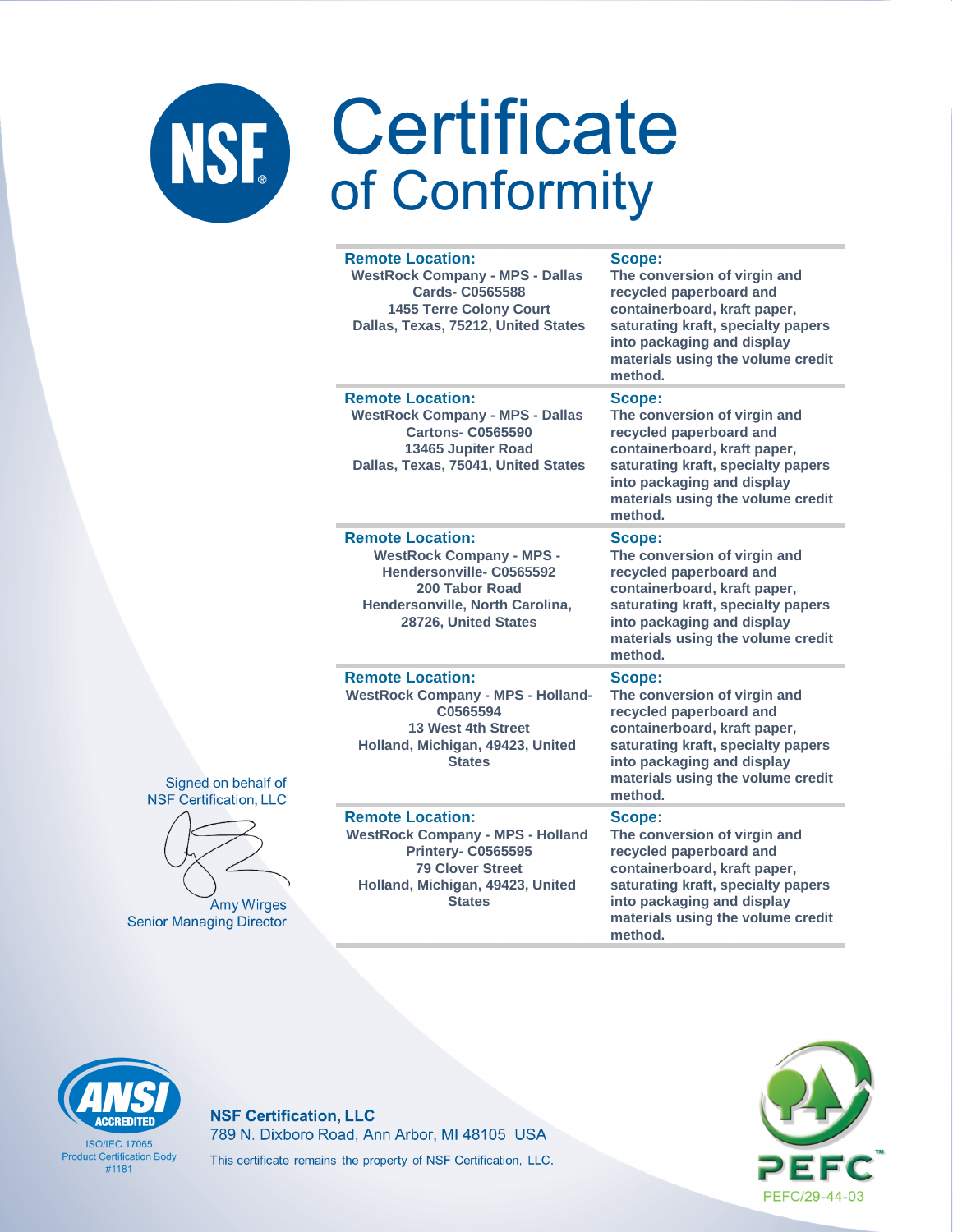# NSF Certificate of Conformity

| Remote Location: | Scope: |
|---|---|
| WestRock Company - MPS - Dallas Cards- C0565588<br>1455 Terre Colony Court<br>Dallas, Texas, 75212, United States | The conversion of virgin and recycled paperboard and containerboard, kraft paper, saturating kraft, specialty papers into packaging and display materials using the volume credit method. |
| WestRock Company - MPS - Dallas Cartons- C0565590<br>13465 Jupiter Road<br>Dallas, Texas, 75041, United States | The conversion of virgin and recycled paperboard and containerboard, kraft paper, saturating kraft, specialty papers into packaging and display materials using the volume credit method. |
| WestRock Company - MPS - Hendersonville- C0565592<br>200 Tabor Road<br>Hendersonville, North Carolina, 28726, United States | The conversion of virgin and recycled paperboard and containerboard, kraft paper, saturating kraft, specialty papers into packaging and display materials using the volume credit method. |
| WestRock Company - MPS - Holland- C0565594<br>13 West 4th Street<br>Holland, Michigan, 49423, United States | The conversion of virgin and recycled paperboard and containerboard, kraft paper, saturating kraft, specialty papers into packaging and display materials using the volume credit method. |
| WestRock Company - MPS - Holland Printery- C0565595<br>79 Clover Street<br>Holland, Michigan, 49423, United States | The conversion of virgin and recycled paperboard and containerboard, kraft paper, saturating kraft, specialty papers into packaging and display materials using the volume credit method. |

Signed on behalf of
NSF Certification, LLC

Amy Wirges
Senior Managing Director

ANSI ACCREDITED
ISO/IEC 17065
Product Certification Body
#1181

**NSF Certification, LLC**
789 N. Dixboro Road, Ann Arbor, MI 48105 USA
This certificate remains the property of NSF Certification, LLC.

PEFC
PEFC/29-44-03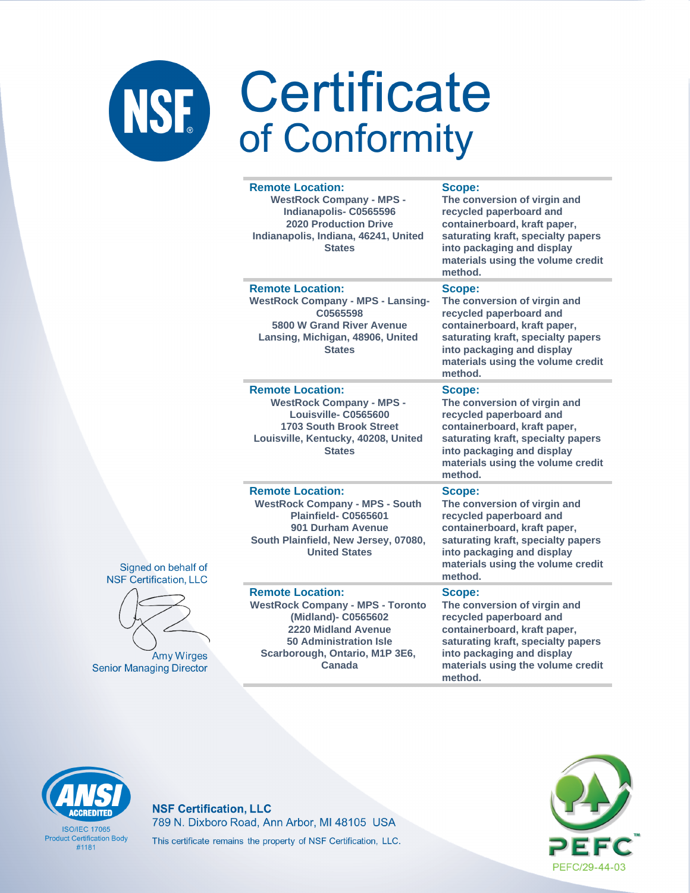# Certificate of Conformity

| Remote Location: | Scope: |
|---|---|
| WestRock Company - MPS - Indianapolis- C0565596<br>2020 Production Drive<br>Indianapolis, Indiana, 46241, United States | The conversion of virgin and recycled paperboard and containerboard, kraft paper, saturating kraft, specialty papers into packaging and display materials using the volume credit method. |
| **Remote Location:**<br>WestRock Company - MPS - Lansing- C0565598<br>5800 W Grand River Avenue<br>Lansing, Michigan, 48906, United States | **Scope:**<br>The conversion of virgin and recycled paperboard and containerboard, kraft paper, saturating kraft, specialty papers into packaging and display materials using the volume credit method. |
| **Remote Location:**<br>WestRock Company - MPS - Louisville- C0565600<br>1703 South Brook Street<br>Louisville, Kentucky, 40208, United States | **Scope:**<br>The conversion of virgin and recycled paperboard and containerboard, kraft paper, saturating kraft, specialty papers into packaging and display materials using the volume credit method. |
| **Remote Location:**<br>WestRock Company - MPS - South Plainfield- C0565601<br>901 Durham Avenue<br>South Plainfield, New Jersey, 07080, United States | **Scope:**<br>The conversion of virgin and recycled paperboard and containerboard, kraft paper, saturating kraft, specialty papers into packaging and display materials using the volume credit method. |
| **Remote Location:**<br>WestRock Company - MPS - Toronto (Midland)- C0565602<br>2220 Midland Avenue<br>50 Administration Isle<br>Scarborough, Ontario, M1P 3E6, Canada | **Scope:**<br>The conversion of virgin and recycled paperboard and containerboard, kraft paper, saturating kraft, specialty papers into packaging and display materials using the volume credit method. |

Signed on behalf of
NSF Certification, LLC

Amy Wirges
Senior Managing Director

ANSI ACCREDITED
ISO/IEC 17065
Product Certification Body
#1181

**NSF Certification, LLC**
789 N. Dixboro Road, Ann Arbor, MI 48105 USA
This certificate remains the property of NSF Certification, LLC.

PEFC
PEFC/29-44-03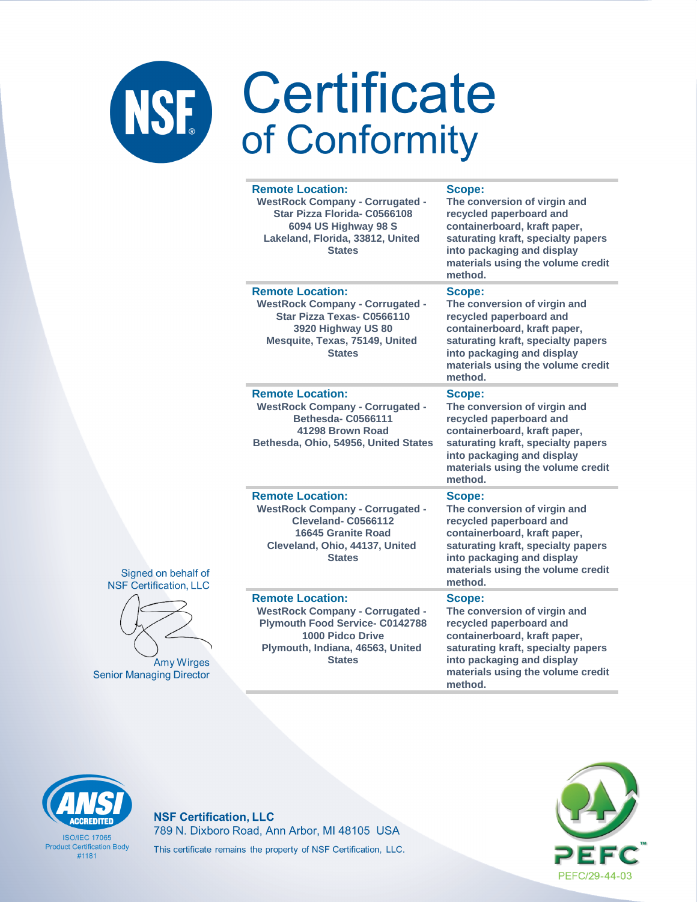# Certificate of Conformity

| Remote Location: | Scope: |
|---|---|
| WestRock Company - Corrugated - Star Pizza Florida- C0566108<br>6094 US Highway 98 S<br>Lakeland, Florida, 33812, United States | The conversion of virgin and recycled paperboard and containerboard, kraft paper, saturating kraft, specialty papers into packaging and display materials using the volume credit method. |
| WestRock Company - Corrugated - Star Pizza Texas- C0566110<br>3920 Highway US 80<br>Mesquite, Texas, 75149, United States | The conversion of virgin and recycled paperboard and containerboard, kraft paper, saturating kraft, specialty papers into packaging and display materials using the volume credit method. |
| WestRock Company - Corrugated - Bethesda- C0566111<br>41298 Brown Road<br>Bethesda, Ohio, 54956, United States | The conversion of virgin and recycled paperboard and containerboard, kraft paper, saturating kraft, specialty papers into packaging and display materials using the volume credit method. |
| WestRock Company - Corrugated - Cleveland- C0566112<br>16645 Granite Road<br>Cleveland, Ohio, 44137, United States | The conversion of virgin and recycled paperboard and containerboard, kraft paper, saturating kraft, specialty papers into packaging and display materials using the volume credit method. |
| WestRock Company - Corrugated - Plymouth Food Service- C0142788<br>1000 Pidco Drive<br>Plymouth, Indiana, 46563, United States | The conversion of virgin and recycled paperboard and containerboard, kraft paper, saturating kraft, specialty papers into packaging and display materials using the volume credit method. |

Signed on behalf of
NSF Certification, LLC

Amy Wirges
Senior Managing Director

ANSI ACCREDITED
ISO/IEC 17065
Product Certification Body
#1181

**NSF Certification, LLC**
789 N. Dixboro Road, Ann Arbor, MI 48105 USA
This certificate remains the property of NSF Certification, LLC.

PEFC
PEFC/29-44-03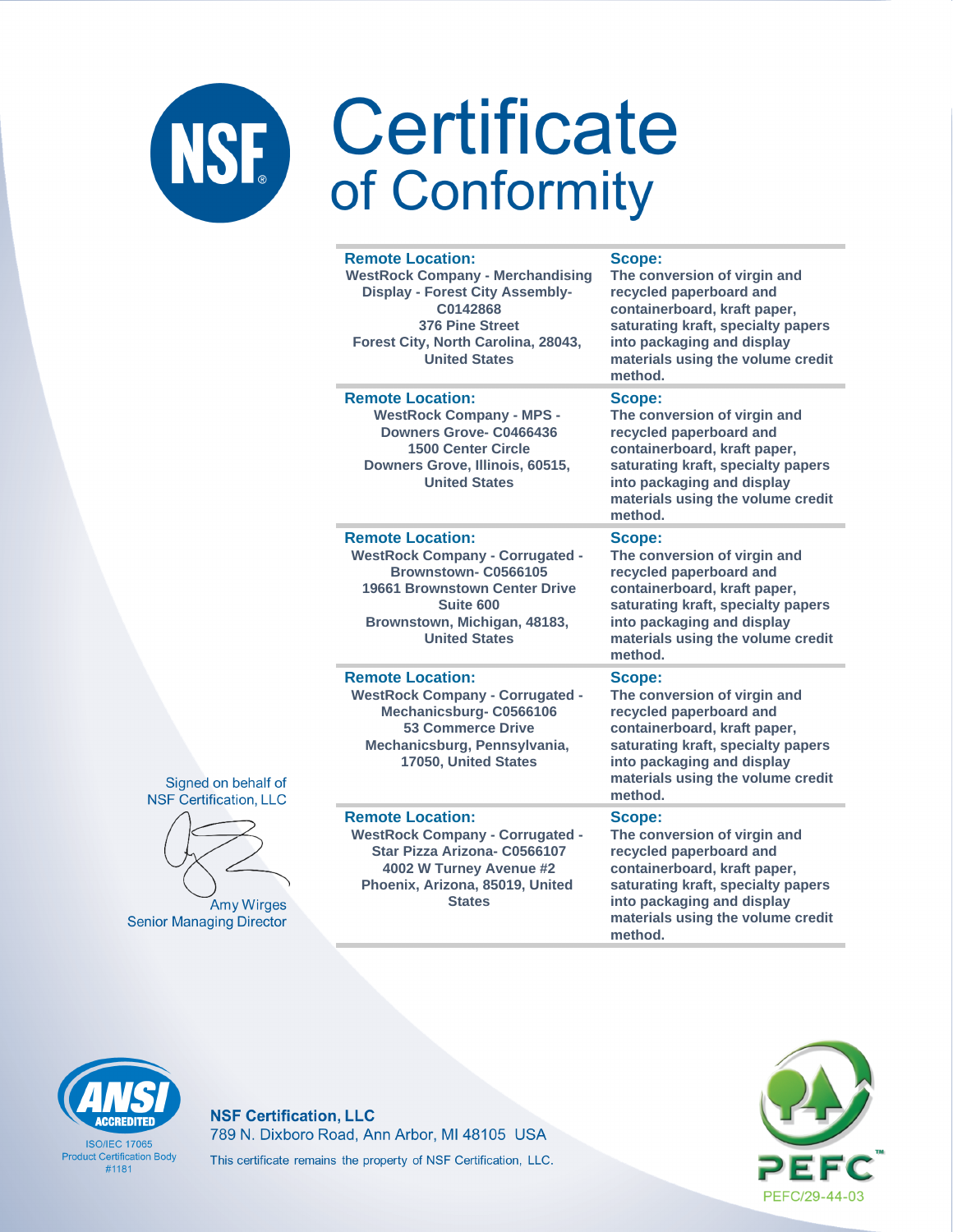# Certificate of Conformity

| Remote Location: | Scope: |
|---|---|
| WestRock Company - Merchandising Display - Forest City Assembly- C0142868<br>376 Pine Street<br>Forest City, North Carolina, 28043, United States | The conversion of virgin and recycled paperboard and containerboard, kraft paper, saturating kraft, specialty papers into packaging and display materials using the volume credit method. |
| WestRock Company - MPS - Downers Grove- C0466436<br>1500 Center Circle<br>Downers Grove, Illinois, 60515, United States | The conversion of virgin and recycled paperboard and containerboard, kraft paper, saturating kraft, specialty papers into packaging and display materials using the volume credit method. |
| WestRock Company - Corrugated - Brownstown- C0566105<br>19661 Brownstown Center Drive<br>Suite 600<br>Brownstown, Michigan, 48183, United States | The conversion of virgin and recycled paperboard and containerboard, kraft paper, saturating kraft, specialty papers into packaging and display materials using the volume credit method. |
| WestRock Company - Corrugated - Mechanicsburg- C0566106<br>53 Commerce Drive<br>Mechanicsburg, Pennsylvania, 17050, United States | The conversion of virgin and recycled paperboard and containerboard, kraft paper, saturating kraft, specialty papers into packaging and display materials using the volume credit method. |
| WestRock Company - Corrugated - Star Pizza Arizona- C0566107<br>4002 W Turney Avenue #2<br>Phoenix, Arizona, 85019, United States | The conversion of virgin and recycled paperboard and containerboard, kraft paper, saturating kraft, specialty papers into packaging and display materials using the volume credit method. |

Signed on behalf of
NSF Certification, LLC

Amy Wirges
Senior Managing Director

ANSI ACCREDITED
ISO/IEC 17065
Product Certification Body
#1181

**NSF Certification, LLC**
789 N. Dixboro Road, Ann Arbor, MI 48105 USA
This certificate remains the property of NSF Certification, LLC.

PEFC
PEFC/29-44-03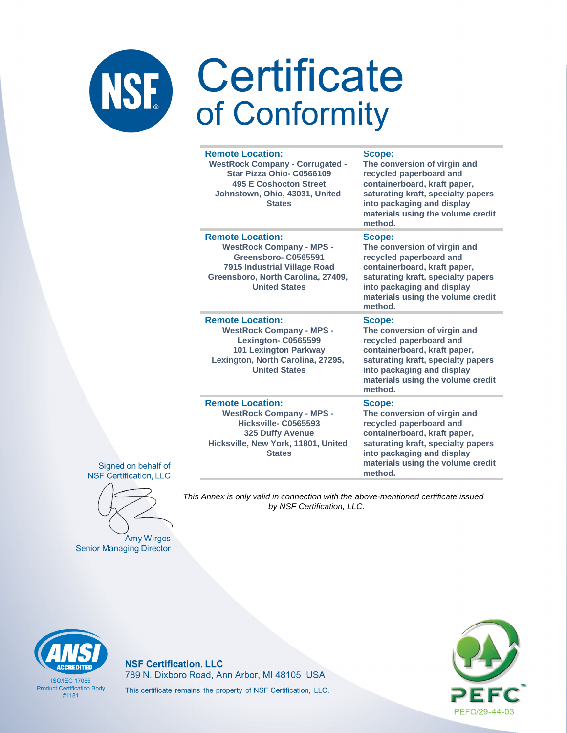# Certificate of Conformity

| Remote Location: | Scope: |
|---|---|
| WestRock Company - Corrugated - Star Pizza Ohio- C0566109<br>495 E Coshocton Street<br>Johnstown, Ohio, 43031, United States | The conversion of virgin and recycled paperboard and containerboard, kraft paper, saturating kraft, specialty papers into packaging and display materials using the volume credit method. |
| **Remote Location:**<br>WestRock Company - MPS - Greensboro- C0565591<br>7915 Industrial Village Road<br>Greensboro, North Carolina, 27409, United States | **Scope:**<br>The conversion of virgin and recycled paperboard and containerboard, kraft paper, saturating kraft, specialty papers into packaging and display materials using the volume credit method. |
| **Remote Location:**<br>WestRock Company - MPS - Lexington- C0565599<br>101 Lexington Parkway<br>Lexington, North Carolina, 27295, United States | **Scope:**<br>The conversion of virgin and recycled paperboard and containerboard, kraft paper, saturating kraft, specialty papers into packaging and display materials using the volume credit method. |
| **Remote Location:**<br>WestRock Company - MPS - Hicksville- C0565593<br>325 Duffy Avenue<br>Hicksville, New York, 11801, United States | **Scope:**<br>The conversion of virgin and recycled paperboard and containerboard, kraft paper, saturating kraft, specialty papers into packaging and display materials using the volume credit method. |

*This Annex is only valid in connection with the above-mentioned certificate issued by NSF Certification, LLC.*

Signed on behalf of
NSF Certification, LLC

Amy Wirges
Senior Managing Director

ANSI ACCREDITED
ISO/IEC 17065
Product Certification Body
#1181

**NSF Certification, LLC**
789 N. Dixboro Road, Ann Arbor, MI 48105 USA
This certificate remains the property of NSF Certification, LLC.

PEFC
PEFC/29-44-03